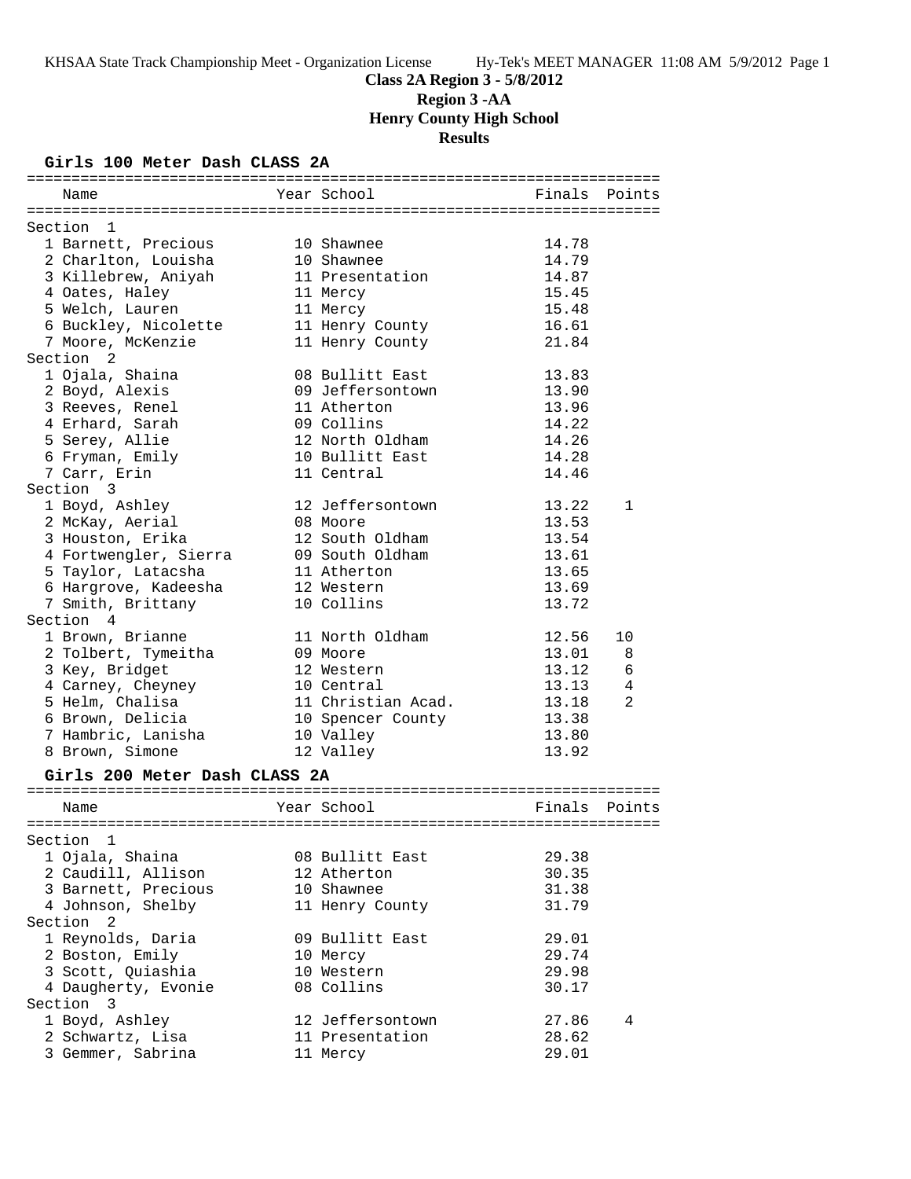# Class 2A Region 3 - 5/8/2012

## Region 3 -AA

## Henry County High School

## Results

### Girls 100 Meter Dash CLASS 2A

| Name | Year | School | Finals | Points |
|---|---|---|---|---|
| **Section 1** | | | | |
| 1 Barnett, Precious | 10 | Shawnee | 14.78 | |
| 2 Charlton, Louisha | 10 | Shawnee | 14.79 | |
| 3 Killebrew, Aniyah | 11 | Presentation | 14.87 | |
| 4 Oates, Haley | 11 | Mercy | 15.45 | |
| 5 Welch, Lauren | 11 | Mercy | 15.48 | |
| 6 Buckley, Nicolette | 11 | Henry County | 16.61 | |
| 7 Moore, McKenzie | 11 | Henry County | 21.84 | |
| **Section 2** | | | | |
| 1 Ojala, Shaina | 08 | Bullitt East | 13.83 | |
| 2 Boyd, Alexis | 09 | Jeffersontown | 13.90 | |
| 3 Reeves, Renel | 11 | Atherton | 13.96 | |
| 4 Erhard, Sarah | 09 | Collins | 14.22 | |
| 5 Serey, Allie | 12 | North Oldham | 14.26 | |
| 6 Fryman, Emily | 10 | Bullitt East | 14.28 | |
| 7 Carr, Erin | 11 | Central | 14.46 | |
| **Section 3** | | | | |
| 1 Boyd, Ashley | 12 | Jeffersontown | 13.22 | 1 |
| 2 McKay, Aerial | 08 | Moore | 13.53 | |
| 3 Houston, Erika | 12 | South Oldham | 13.54 | |
| 4 Fortwengler, Sierra | 09 | South Oldham | 13.61 | |
| 5 Taylor, Latacsha | 11 | Atherton | 13.65 | |
| 6 Hargrove, Kadeesha | 12 | Western | 13.69 | |
| 7 Smith, Brittany | 10 | Collins | 13.72 | |
| **Section 4** | | | | |
| 1 Brown, Brianne | 11 | North Oldham | 12.56 | 10 |
| 2 Tolbert, Tymeitha | 09 | Moore | 13.01 | 8 |
| 3 Key, Bridget | 12 | Western | 13.12 | 6 |
| 4 Carney, Cheyney | 10 | Central | 13.13 | 4 |
| 5 Helm, Chalisa | 11 | Christian Acad. | 13.18 | 2 |
| 6 Brown, Delicia | 10 | Spencer County | 13.38 | |
| 7 Hambric, Lanisha | 10 | Valley | 13.80 | |
| 8 Brown, Simone | 12 | Valley | 13.92 | |

### Girls 200 Meter Dash CLASS 2A

| Name | Year | School | Finals | Points |
|---|---|---|---|---|
| **Section 1** | | | | |
| 1 Ojala, Shaina | 08 | Bullitt East | 29.38 | |
| 2 Caudill, Allison | 12 | Atherton | 30.35 | |
| 3 Barnett, Precious | 10 | Shawnee | 31.38 | |
| 4 Johnson, Shelby | 11 | Henry County | 31.79 | |
| **Section 2** | | | | |
| 1 Reynolds, Daria | 09 | Bullitt East | 29.01 | |
| 2 Boston, Emily | 10 | Mercy | 29.74 | |
| 3 Scott, Quiashia | 10 | Western | 29.98 | |
| 4 Daugherty, Evonie | 08 | Collins | 30.17 | |
| **Section 3** | | | | |
| 1 Boyd, Ashley | 12 | Jeffersontown | 27.86 | 4 |
| 2 Schwartz, Lisa | 11 | Presentation | 28.62 | |
| 3 Gemmer, Sabrina | 11 | Mercy | 29.01 | |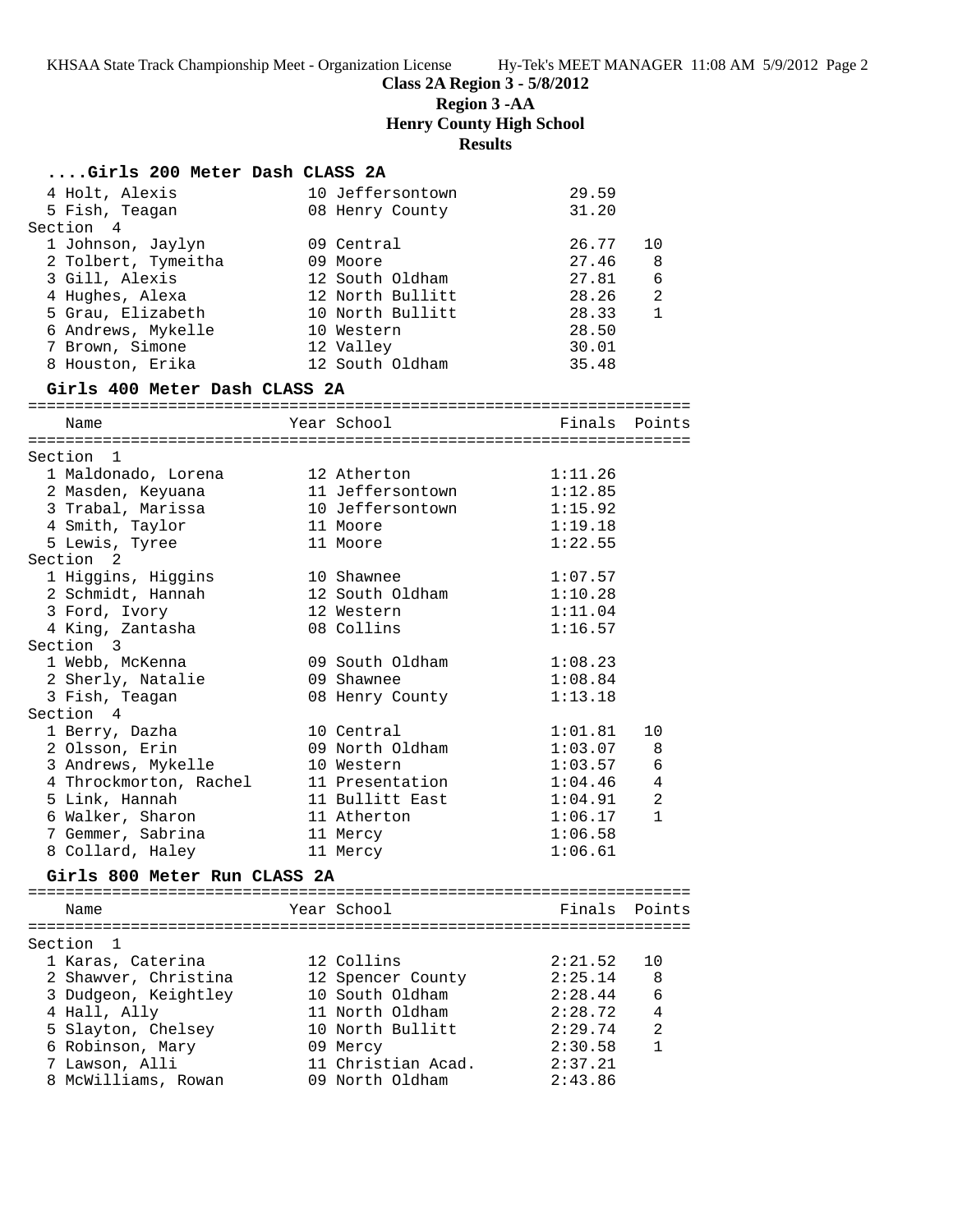**Class 2A Region 3 - 5/8/2012**

**Region 3 -AA**

**Henry County High School**

**Results**

### ....Girls 200 Meter Dash CLASS 2A

| Place | Name | Year | School | Finals | Points |
|---|---|---|---|---|---|
| 4 | Holt, Alexis | 10 | Jeffersontown | 29.59 | |
| 5 | Fish, Teagan | 08 | Henry County | 31.20 | |
| **Section 4** | | | | | |
| 1 | Johnson, Jaylyn | 09 | Central | 26.77 | 10 |
| 2 | Tolbert, Tymeitha | 09 | Moore | 27.46 | 8 |
| 3 | Gill, Alexis | 12 | South Oldham | 27.81 | 6 |
| 4 | Hughes, Alexa | 12 | North Bullitt | 28.26 | 2 |
| 5 | Grau, Elizabeth | 10 | North Bullitt | 28.33 | 1 |
| 6 | Andrews, Mykelle | 10 | Western | 28.50 | |
| 7 | Brown, Simone | 12 | Valley | 30.01 | |
| 8 | Houston, Erika | 12 | South Oldham | 35.48 | |

### Girls 400 Meter Dash CLASS 2A

| Place | Name | Year | School | Finals | Points |
|---|---|---|---|---|---|
| **Section 1** | | | | | |
| 1 | Maldonado, Lorena | 12 | Atherton | 1:11.26 | |
| 2 | Masden, Keyuana | 11 | Jeffersontown | 1:12.85 | |
| 3 | Trabal, Marissa | 10 | Jeffersontown | 1:15.92 | |
| 4 | Smith, Taylor | 11 | Moore | 1:19.18 | |
| 5 | Lewis, Tyree | 11 | Moore | 1:22.55 | |
| **Section 2** | | | | | |
| 1 | Higgins, Higgins | 10 | Shawnee | 1:07.57 | |
| 2 | Schmidt, Hannah | 12 | South Oldham | 1:10.28 | |
| 3 | Ford, Ivory | 12 | Western | 1:11.04 | |
| 4 | King, Zantasha | 08 | Collins | 1:16.57 | |
| **Section 3** | | | | | |
| 1 | Webb, McKenna | 09 | South Oldham | 1:08.23 | |
| 2 | Sherly, Natalie | 09 | Shawnee | 1:08.84 | |
| 3 | Fish, Teagan | 08 | Henry County | 1:13.18 | |
| **Section 4** | | | | | |
| 1 | Berry, Dazha | 10 | Central | 1:01.81 | 10 |
| 2 | Olsson, Erin | 09 | North Oldham | 1:03.07 | 8 |
| 3 | Andrews, Mykelle | 10 | Western | 1:03.57 | 6 |
| 4 | Throckmorton, Rachel | 11 | Presentation | 1:04.46 | 4 |
| 5 | Link, Hannah | 11 | Bullitt East | 1:04.91 | 2 |
| 6 | Walker, Sharon | 11 | Atherton | 1:06.17 | 1 |
| 7 | Gemmer, Sabrina | 11 | Mercy | 1:06.58 | |
| 8 | Collard, Haley | 11 | Mercy | 1:06.61 | |

### Girls 800 Meter Run CLASS 2A

| Place | Name | Year | School | Finals | Points |
|---|---|---|---|---|---|
| **Section 1** | | | | | |
| 1 | Karas, Caterina | 12 | Collins | 2:21.52 | 10 |
| 2 | Shawver, Christina | 12 | Spencer County | 2:25.14 | 8 |
| 3 | Dudgeon, Keightley | 10 | South Oldham | 2:28.44 | 6 |
| 4 | Hall, Ally | 11 | North Oldham | 2:28.72 | 4 |
| 5 | Slayton, Chelsey | 10 | North Bullitt | 2:29.74 | 2 |
| 6 | Robinson, Mary | 09 | Mercy | 2:30.58 | 1 |
| 7 | Lawson, Alli | 11 | Christian Acad. | 2:37.21 | |
| 8 | McWilliams, Rowan | 09 | North Oldham | 2:43.86 | |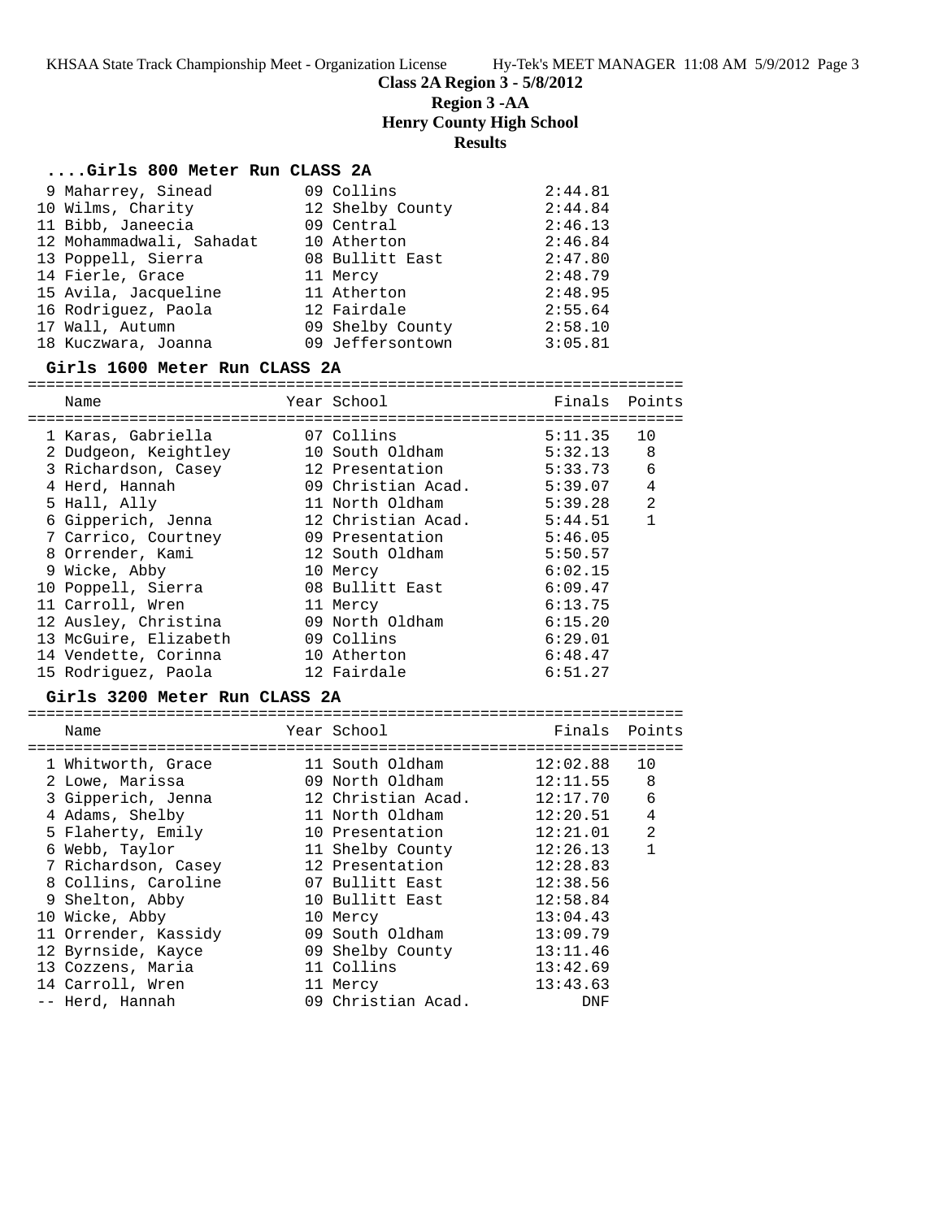**Class 2A Region 3 - 5/8/2012**

**Region 3 -AA**

**Henry County High School**

**Results**

### ....Girls 800 Meter Run CLASS 2A

| Name | Year | School | Finals |
|---|---|---|---|
| 9 Maharrey, Sinead | 09 | Collins | 2:44.81 |
| 10 Wilms, Charity | 12 | Shelby County | 2:44.84 |
| 11 Bibb, Janeecia | 09 | Central | 2:46.13 |
| 12 Mohammadwali, Sahadat | 10 | Atherton | 2:46.84 |
| 13 Poppell, Sierra | 08 | Bullitt East | 2:47.80 |
| 14 Fierle, Grace | 11 | Mercy | 2:48.79 |
| 15 Avila, Jacqueline | 11 | Atherton | 2:48.95 |
| 16 Rodriguez, Paola | 12 | Fairdale | 2:55.64 |
| 17 Wall, Autumn | 09 | Shelby County | 2:58.10 |
| 18 Kuczwara, Joanna | 09 | Jeffersontown | 3:05.81 |

### Girls 1600 Meter Run CLASS 2A

| Name | Year | School | Finals | Points |
|---|---|---|---|---|
| 1 Karas, Gabriella | 07 | Collins | 5:11.35 | 10 |
| 2 Dudgeon, Keightley | 10 | South Oldham | 5:32.13 | 8 |
| 3 Richardson, Casey | 12 | Presentation | 5:33.73 | 6 |
| 4 Herd, Hannah | 09 | Christian Acad. | 5:39.07 | 4 |
| 5 Hall, Ally | 11 | North Oldham | 5:39.28 | 2 |
| 6 Gipperich, Jenna | 12 | Christian Acad. | 5:44.51 | 1 |
| 7 Carrico, Courtney | 09 | Presentation | 5:46.05 | |
| 8 Orrender, Kami | 12 | South Oldham | 5:50.57 | |
| 9 Wicke, Abby | 10 | Mercy | 6:02.15 | |
| 10 Poppell, Sierra | 08 | Bullitt East | 6:09.47 | |
| 11 Carroll, Wren | 11 | Mercy | 6:13.75 | |
| 12 Ausley, Christina | 09 | North Oldham | 6:15.20 | |
| 13 McGuire, Elizabeth | 09 | Collins | 6:29.01 | |
| 14 Vendette, Corinna | 10 | Atherton | 6:48.47 | |
| 15 Rodriguez, Paola | 12 | Fairdale | 6:51.27 | |

### Girls 3200 Meter Run CLASS 2A

| Name | Year | School | Finals | Points |
|---|---|---|---|---|
| 1 Whitworth, Grace | 11 | South Oldham | 12:02.88 | 10 |
| 2 Lowe, Marissa | 09 | North Oldham | 12:11.55 | 8 |
| 3 Gipperich, Jenna | 12 | Christian Acad. | 12:17.70 | 6 |
| 4 Adams, Shelby | 11 | North Oldham | 12:20.51 | 4 |
| 5 Flaherty, Emily | 10 | Presentation | 12:21.01 | 2 |
| 6 Webb, Taylor | 11 | Shelby County | 12:26.13 | 1 |
| 7 Richardson, Casey | 12 | Presentation | 12:28.83 | |
| 8 Collins, Caroline | 07 | Bullitt East | 12:38.56 | |
| 9 Shelton, Abby | 10 | Bullitt East | 12:58.84 | |
| 10 Wicke, Abby | 10 | Mercy | 13:04.43 | |
| 11 Orrender, Kassidy | 09 | South Oldham | 13:09.79 | |
| 12 Byrnside, Kayce | 09 | Shelby County | 13:11.46 | |
| 13 Cozzens, Maria | 11 | Collins | 13:42.69 | |
| 14 Carroll, Wren | 11 | Mercy | 13:43.63 | |
| -- Herd, Hannah | 09 | Christian Acad. | DNF | |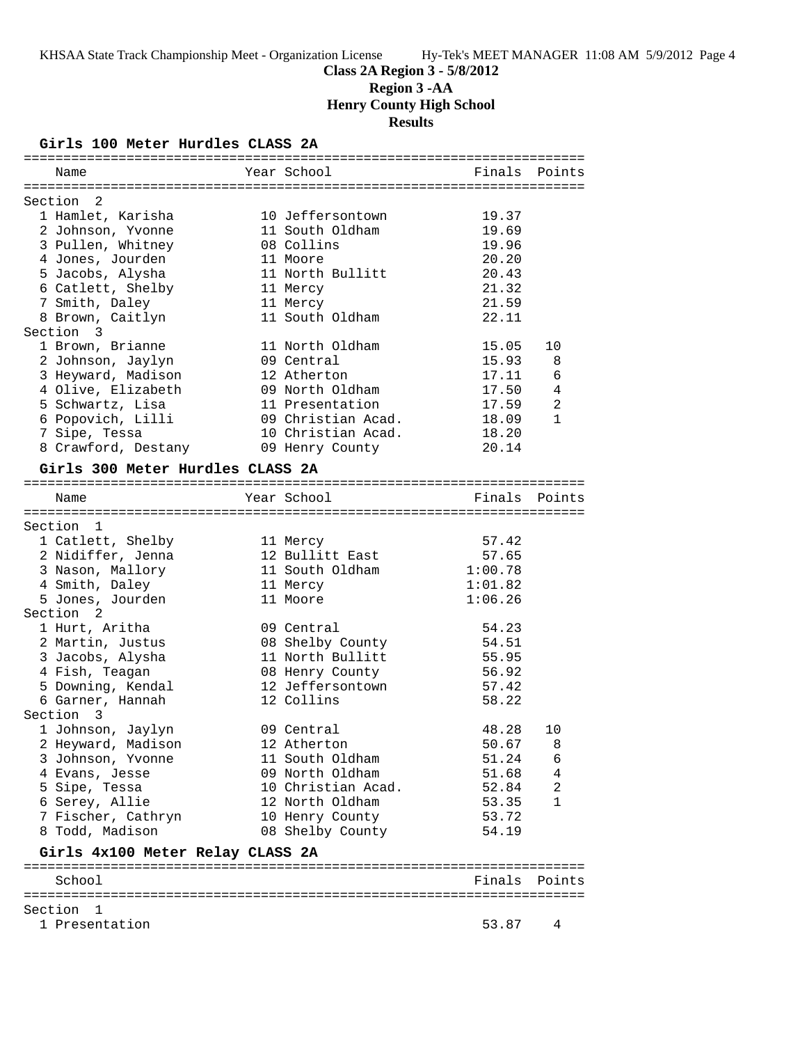# Class 2A Region 3 - 5/8/2012
## Region 3 -AA
## Henry County High School
## Results

### Girls 100 Meter Hurdles CLASS 2A

| Name | Year | School | Finals | Points |
|---|---|---|---|---|
| **Section 2** | | | | |
| 1 Hamlet, Karisha | 10 | Jeffersontown | 19.37 | |
| 2 Johnson, Yvonne | 11 | South Oldham | 19.69 | |
| 3 Pullen, Whitney | 08 | Collins | 19.96 | |
| 4 Jones, Jourden | 11 | Moore | 20.20 | |
| 5 Jacobs, Alysha | 11 | North Bullitt | 20.43 | |
| 6 Catlett, Shelby | 11 | Mercy | 21.32 | |
| 7 Smith, Daley | 11 | Mercy | 21.59 | |
| 8 Brown, Caitlyn | 11 | South Oldham | 22.11 | |
| **Section 3** | | | | |
| 1 Brown, Brianne | 11 | North Oldham | 15.05 | 10 |
| 2 Johnson, Jaylyn | 09 | Central | 15.93 | 8 |
| 3 Heyward, Madison | 12 | Atherton | 17.11 | 6 |
| 4 Olive, Elizabeth | 09 | North Oldham | 17.50 | 4 |
| 5 Schwartz, Lisa | 11 | Presentation | 17.59 | 2 |
| 6 Popovich, Lilli | 09 | Christian Acad. | 18.09 | 1 |
| 7 Sipe, Tessa | 10 | Christian Acad. | 18.20 | |
| 8 Crawford, Destany | 09 | Henry County | 20.14 | |

### Girls 300 Meter Hurdles CLASS 2A

| Name | Year | School | Finals | Points |
|---|---|---|---|---|
| **Section 1** | | | | |
| 1 Catlett, Shelby | 11 | Mercy | 57.42 | |
| 2 Nidiffer, Jenna | 12 | Bullitt East | 57.65 | |
| 3 Nason, Mallory | 11 | South Oldham | 1:00.78 | |
| 4 Smith, Daley | 11 | Mercy | 1:01.82 | |
| 5 Jones, Jourden | 11 | Moore | 1:06.26 | |
| **Section 2** | | | | |
| 1 Hurt, Aritha | 09 | Central | 54.23 | |
| 2 Martin, Justus | 08 | Shelby County | 54.51 | |
| 3 Jacobs, Alysha | 11 | North Bullitt | 55.95 | |
| 4 Fish, Teagan | 08 | Henry County | 56.92 | |
| 5 Downing, Kendal | 12 | Jeffersontown | 57.42 | |
| 6 Garner, Hannah | 12 | Collins | 58.22 | |
| **Section 3** | | | | |
| 1 Johnson, Jaylyn | 09 | Central | 48.28 | 10 |
| 2 Heyward, Madison | 12 | Atherton | 50.67 | 8 |
| 3 Johnson, Yvonne | 11 | South Oldham | 51.24 | 6 |
| 4 Evans, Jesse | 09 | North Oldham | 51.68 | 4 |
| 5 Sipe, Tessa | 10 | Christian Acad. | 52.84 | 2 |
| 6 Serey, Allie | 12 | North Oldham | 53.35 | 1 |
| 7 Fischer, Cathryn | 10 | Henry County | 53.72 | |
| 8 Todd, Madison | 08 | Shelby County | 54.19 | |

### Girls 4x100 Meter Relay CLASS 2A

| School | Finals | Points |
|---|---|---|
| **Section 1** | | |
| 1 Presentation | 53.87 | 4 |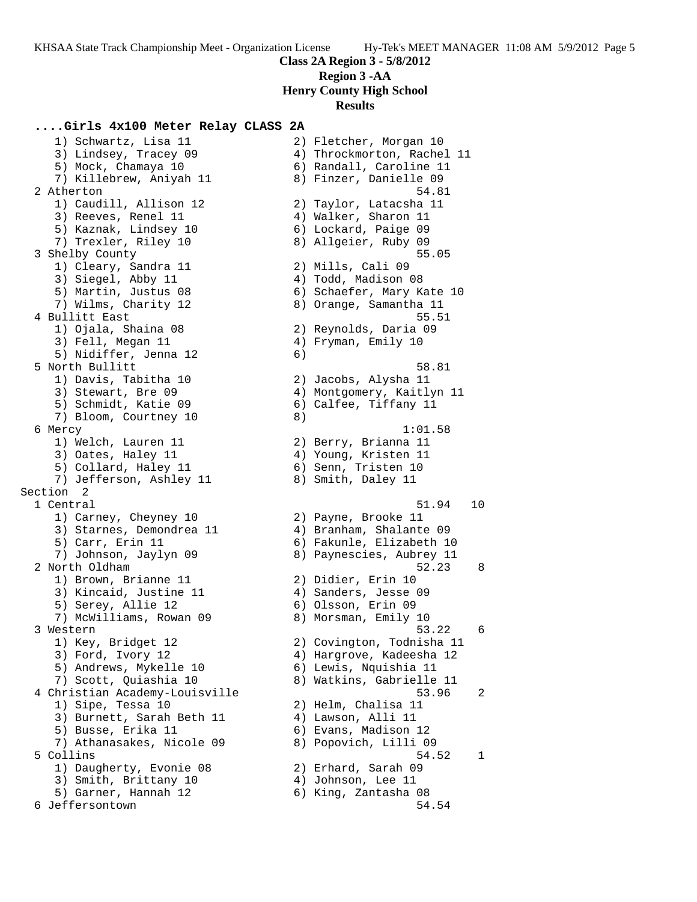**Class 2A Region 3 - 5/8/2012**
**Region 3 -AA**
**Henry County High School**
**Results**

### ....Girls 4x100 Meter Relay CLASS 2A

```
    1) Schwartz, Lisa 11              2) Fletcher, Morgan 10
    3) Lindsey, Tracey 09             4) Throckmorton, Rachel 11
    5) Mock, Chamaya 10               6) Randall, Caroline 11
    7) Killebrew, Aniyah 11           8) Finzer, Danielle 09
  2 Atherton                                          54.81
    1) Caudill, Allison 12            2) Taylor, Latacsha 11
    3) Reeves, Renel 11               4) Walker, Sharon 11
    5) Kaznak, Lindsey 10             6) Lockard, Paige 09
    7) Trexler, Riley 10              8) Allgeier, Ruby 09
  3 Shelby County                                     55.05
    1) Cleary, Sandra 11              2) Mills, Cali 09
    3) Siegel, Abby 11                4) Todd, Madison 08
    5) Martin, Justus 08              6) Schaefer, Mary Kate 10
    7) Wilms, Charity 12              8) Orange, Samantha 11
  4 Bullitt East                                      55.51
    1) Ojala, Shaina 08               2) Reynolds, Daria 09
    3) Fell, Megan 11                 4) Fryman, Emily 10
    5) Nidiffer, Jenna 12             6)
  5 North Bullitt                                     58.81
    1) Davis, Tabitha 10              2) Jacobs, Alysha 11
    3) Stewart, Bre 09                4) Montgomery, Kaitlyn 11
    5) Schmidt, Katie 09              6) Calfee, Tiffany 11
    7) Bloom, Courtney 10             8)
  6 Mercy                                           1:01.58
    1) Welch, Lauren 11               2) Berry, Brianna 11
    3) Oates, Haley 11                4) Young, Kristen 11
    5) Collard, Haley 11              6) Senn, Tristen 10
    7) Jefferson, Ashley 11           8) Smith, Daley 11
Section  2
  1 Central                                           51.94   10
    1) Carney, Cheyney 10             2) Payne, Brooke 11
    3) Starnes, Demondrea 11          4) Branham, Shalante 09
    5) Carr, Erin 11                  6) Fakunle, Elizabeth 10
    7) Johnson, Jaylyn 09             8) Paynescies, Aubrey 11
  2 North Oldham                                      52.23    8
    1) Brown, Brianne 11              2) Didier, Erin 10
    3) Kincaid, Justine 11            4) Sanders, Jesse 09
    5) Serey, Allie 12                6) Olsson, Erin 09
    7) McWilliams, Rowan 09           8) Morsman, Emily 10
  3 Western                                           53.22    6
    1) Key, Bridget 12                2) Covington, Todnisha 11
    3) Ford, Ivory 12                 4) Hargrove, Kadeesha 12
    5) Andrews, Mykelle 10            6) Lewis, Nquishia 11
    7) Scott, Quiashia 10             8) Watkins, Gabrielle 11
  4 Christian Academy-Louisville                      53.96    2
    1) Sipe, Tessa 10                 2) Helm, Chalisa 11
    3) Burnett, Sarah Beth 11         4) Lawson, Alli 11
    5) Busse, Erika 11                6) Evans, Madison 12
    7) Athanasakes, Nicole 09         8) Popovich, Lilli 09
  5 Collins                                           54.52    1
    1) Daugherty, Evonie 08           2) Erhard, Sarah 09
    3) Smith, Brittany 10             4) Johnson, Lee 11
    5) Garner, Hannah 12              6) King, Zantasha 08
  6 Jeffersontown                                     54.54
```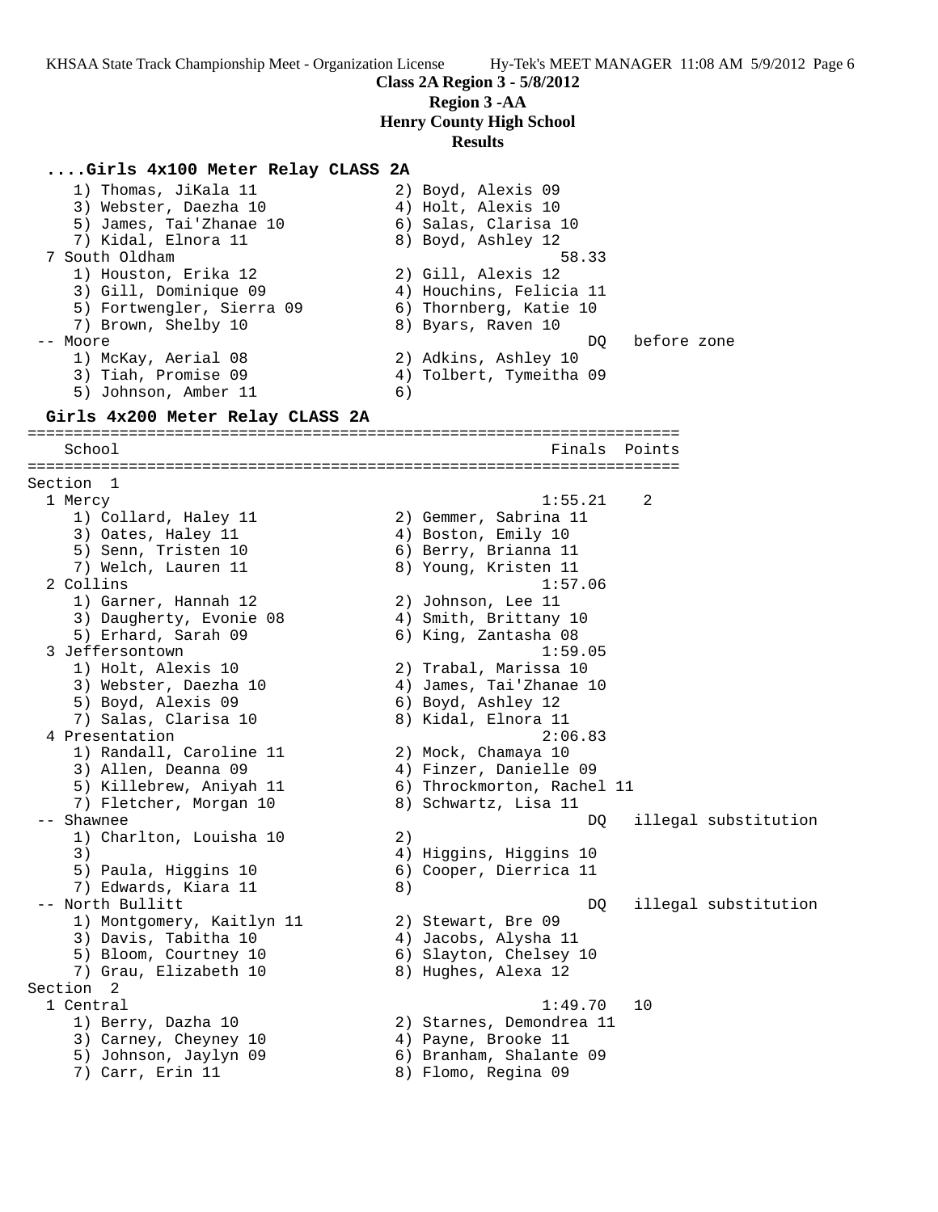**Class 2A Region 3 - 5/8/2012**

**Region 3 -AA**

**Henry County High School**

**Results**

### ....Girls 4x100 Meter Relay CLASS 2A

```
    1) Thomas, JiKala 11              2) Boyd, Alexis 09
    3) Webster, Daezha 10             4) Holt, Alexis 10
    5) James, Tai'Zhanae 10           6) Salas, Clarisa 10
    7) Kidal, Elnora 11               8) Boyd, Ashley 12
  7 South Oldham                                    58.33
    1) Houston, Erika 12              2) Gill, Alexis 12
    3) Gill, Dominique 09             4) Houchins, Felicia 11
    5) Fortwengler, Sierra 09         6) Thornberg, Katie 10
    7) Brown, Shelby 10               8) Byars, Raven 10
 -- Moore                                              DQ   before zone
    1) McKay, Aerial 08               2) Adkins, Ashley 10
    3) Tiah, Promise 09               4) Tolbert, Tymeitha 09
    5) Johnson, Amber 11              6)
```

### Girls 4x200 Meter Relay CLASS 2A

```
=======================================================================
    School                                           Finals  Points
=======================================================================
Section  1
  1 Mercy                                          1:55.21    2
    1) Collard, Haley 11              2) Gemmer, Sabrina 11
    3) Oates, Haley 11                4) Boston, Emily 10
    5) Senn, Tristen 10               6) Berry, Brianna 11
    7) Welch, Lauren 11               8) Young, Kristen 11
  2 Collins                                        1:57.06
    1) Garner, Hannah 12              2) Johnson, Lee 11
    3) Daugherty, Evonie 08           4) Smith, Brittany 10
    5) Erhard, Sarah 09               6) King, Zantasha 08
  3 Jeffersontown                                  1:59.05
    1) Holt, Alexis 10                2) Trabal, Marissa 10
    3) Webster, Daezha 10             4) James, Tai'Zhanae 10
    5) Boyd, Alexis 09                6) Boyd, Ashley 12
    7) Salas, Clarisa 10              8) Kidal, Elnora 11
  4 Presentation                                   2:06.83
    1) Randall, Caroline 11           2) Mock, Chamaya 10
    3) Allen, Deanna 09               4) Finzer, Danielle 09
    5) Killebrew, Aniyah 11           6) Throckmorton, Rachel 11
    7) Fletcher, Morgan 10            8) Schwartz, Lisa 11
 -- Shawnee                                            DQ   illegal substitution
    1) Charlton, Louisha 10           2)
    3)                                4) Higgins, Higgins 10
    5) Paula, Higgins 10              6) Cooper, Dierrica 11
    7) Edwards, Kiara 11              8)
 -- North Bullitt                                      DQ   illegal substitution
    1) Montgomery, Kaitlyn 11         2) Stewart, Bre 09
    3) Davis, Tabitha 10              4) Jacobs, Alysha 11
    5) Bloom, Courtney 10             6) Slayton, Chelsey 10
    7) Grau, Elizabeth 10             8) Hughes, Alexa 12
Section  2
  1 Central                                        1:49.70   10
    1) Berry, Dazha 10                2) Starnes, Demondrea 11
    3) Carney, Cheyney 10             4) Payne, Brooke 11
    5) Johnson, Jaylyn 09             6) Branham, Shalante 09
    7) Carr, Erin 11                  8) Flomo, Regina 09
```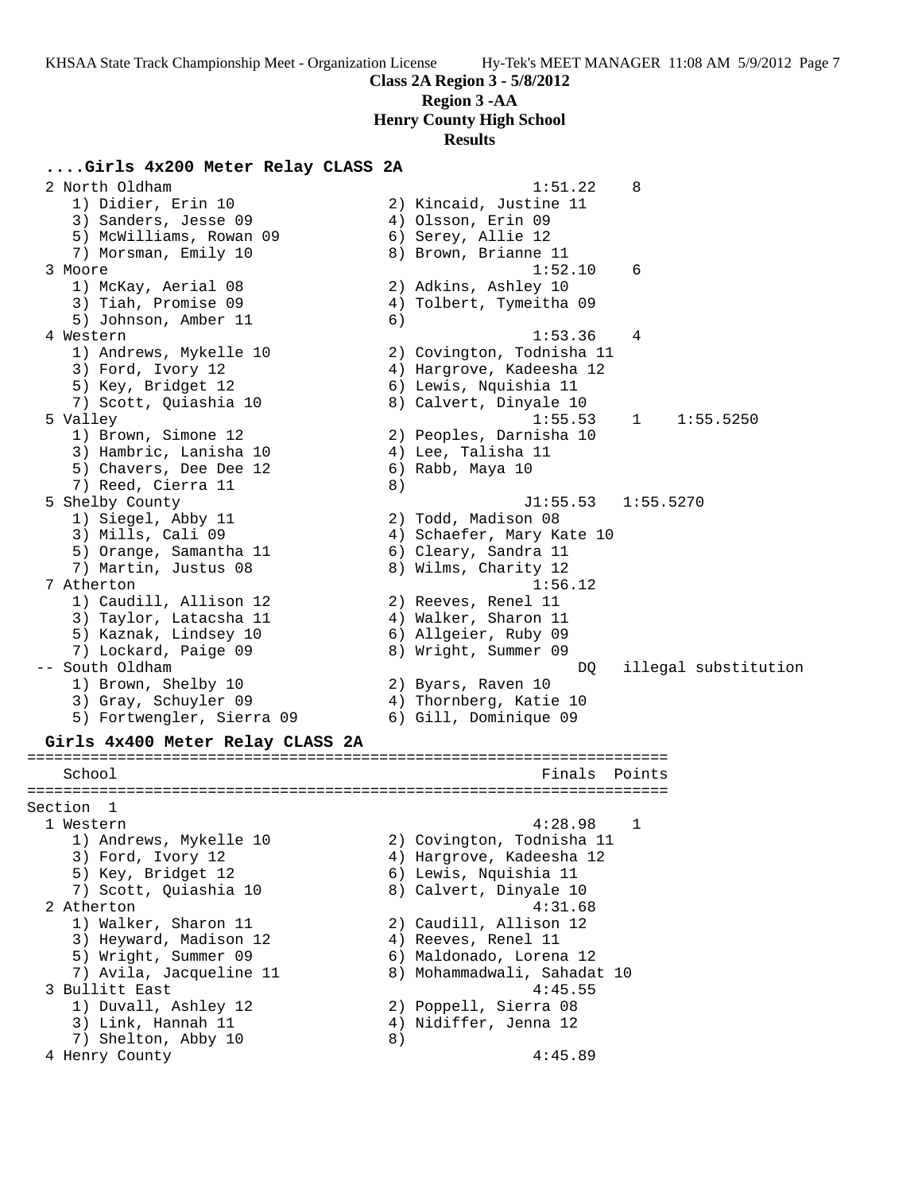**Class 2A Region 3 - 5/8/2012**
**Region 3 -AA**
**Henry County High School**
**Results**

### ....Girls 4x200 Meter Relay CLASS 2A

```
  2 North Oldham                                        1:51.22    8
     1) Didier, Erin 10                 2) Kincaid, Justine 11
     3) Sanders, Jesse 09               4) Olsson, Erin 09
     5) McWilliams, Rowan 09            6) Serey, Allie 12
     7) Morsman, Emily 10               8) Brown, Brianne 11
  3 Moore                                               1:52.10    6
     1) McKay, Aerial 08                2) Adkins, Ashley 10
     3) Tiah, Promise 09                4) Tolbert, Tymeitha 09
     5) Johnson, Amber 11               6)
  4 Western                                             1:53.36    4
     1) Andrews, Mykelle 10             2) Covington, Todnisha 11
     3) Ford, Ivory 12                  4) Hargrove, Kadeesha 12
     5) Key, Bridget 12                 6) Lewis, Nquishia 11
     7) Scott, Quiashia 10              8) Calvert, Dinyale 10
  5 Valley                                              1:55.53    1    1:55.5250
     1) Brown, Simone 12                2) Peoples, Darnisha 10
     3) Hambric, Lanisha 10             4) Lee, Talisha 11
     5) Chavers, Dee Dee 12             6) Rabb, Maya 10
     7) Reed, Cierra 11                 8)
  5 Shelby County                                      J1:55.53   1:55.5270
     1) Siegel, Abby 11                 2) Todd, Madison 08
     3) Mills, Cali 09                  4) Schaefer, Mary Kate 10
     5) Orange, Samantha 11             6) Cleary, Sandra 11
     7) Martin, Justus 08               8) Wilms, Charity 12
  7 Atherton                                            1:56.12
     1) Caudill, Allison 12             2) Reeves, Renel 11
     3) Taylor, Latacsha 11             4) Walker, Sharon 11
     5) Kaznak, Lindsey 10              6) Allgeier, Ruby 09
     7) Lockard, Paige 09               8) Wright, Summer 09
 -- South Oldham                                             DQ   illegal substitution
     1) Brown, Shelby 10                2) Byars, Raven 10
     3) Gray, Schuyler 09               4) Thornberg, Katie 10
     5) Fortwengler, Sierra 09          6) Gill, Dominique 09
```

### Girls 4x400 Meter Relay CLASS 2A

```
=====================================================================
    School                                               Finals  Points
=====================================================================
Section  1
  1 Western                                             4:28.98    1
     1) Andrews, Mykelle 10             2) Covington, Todnisha 11
     3) Ford, Ivory 12                  4) Hargrove, Kadeesha 12
     5) Key, Bridget 12                 6) Lewis, Nquishia 11
     7) Scott, Quiashia 10              8) Calvert, Dinyale 10
  2 Atherton                                            4:31.68
     1) Walker, Sharon 11               2) Caudill, Allison 12
     3) Heyward, Madison 12             4) Reeves, Renel 11
     5) Wright, Summer 09               6) Maldonado, Lorena 12
     7) Avila, Jacqueline 11            8) Mohammadwali, Sahadat 10
  3 Bullitt East                                        4:45.55
     1) Duvall, Ashley 12               2) Poppell, Sierra 08
     3) Link, Hannah 11                 4) Nidiffer, Jenna 12
     7) Shelton, Abby 10                8)
  4 Henry County                                        4:45.89
```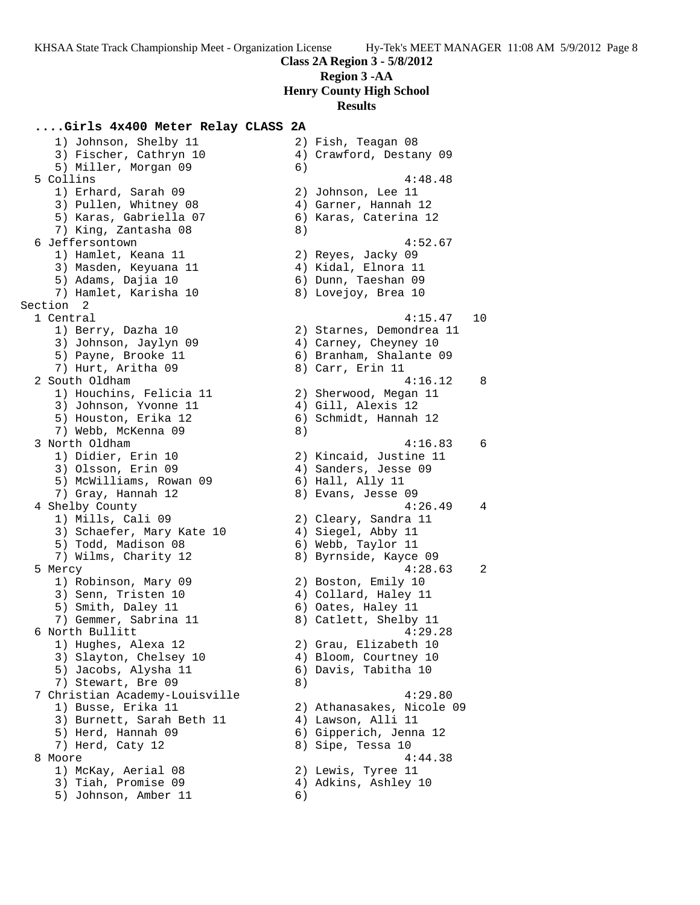**Class 2A Region 3 - 5/8/2012**
**Region 3 -AA**
**Henry County High School**
**Results**

### ....Girls 4x400 Meter Relay CLASS 2A

```
    1) Johnson, Shelby 11             2) Fish, Teagan 08
    3) Fischer, Cathryn 10            4) Crawford, Destany 09
    5) Miller, Morgan 09              6)
  5 Collins                                      4:48.48
    1) Erhard, Sarah 09               2) Johnson, Lee 11
    3) Pullen, Whitney 08             4) Garner, Hannah 12
    5) Karas, Gabriella 07            6) Karas, Caterina 12
    7) King, Zantasha 08              8)
  6 Jeffersontown                                4:52.67
    1) Hamlet, Keana 11               2) Reyes, Jacky 09
    3) Masden, Keyuana 11             4) Kidal, Elnora 11
    5) Adams, Dajia 10                6) Dunn, Taeshan 09
    7) Hamlet, Karisha 10             8) Lovejoy, Brea 10
Section  2
  1 Central                                      4:15.47   10
    1) Berry, Dazha 10                2) Starnes, Demondrea 11
    3) Johnson, Jaylyn 09             4) Carney, Cheyney 10
    5) Payne, Brooke 11               6) Branham, Shalante 09
    7) Hurt, Aritha 09                8) Carr, Erin 11
  2 South Oldham                                 4:16.12    8
    1) Houchins, Felicia 11           2) Sherwood, Megan 11
    3) Johnson, Yvonne 11             4) Gill, Alexis 12
    5) Houston, Erika 12              6) Schmidt, Hannah 12
    7) Webb, McKenna 09               8)
  3 North Oldham                                 4:16.83    6
    1) Didier, Erin 10                2) Kincaid, Justine 11
    3) Olsson, Erin 09                4) Sanders, Jesse 09
    5) McWilliams, Rowan 09           6) Hall, Ally 11
    7) Gray, Hannah 12                8) Evans, Jesse 09
  4 Shelby County                                4:26.49    4
    1) Mills, Cali 09                 2) Cleary, Sandra 11
    3) Schaefer, Mary Kate 10         4) Siegel, Abby 11
    5) Todd, Madison 08               6) Webb, Taylor 11
    7) Wilms, Charity 12              8) Byrnside, Kayce 09
  5 Mercy                                        4:28.63    2
    1) Robinson, Mary 09              2) Boston, Emily 10
    3) Senn, Tristen 10               4) Collard, Haley 11
    5) Smith, Daley 11                6) Oates, Haley 11
    7) Gemmer, Sabrina 11             8) Catlett, Shelby 11
  6 North Bullitt                                4:29.28
    1) Hughes, Alexa 12               2) Grau, Elizabeth 10
    3) Slayton, Chelsey 10            4) Bloom, Courtney 10
    5) Jacobs, Alysha 11              6) Davis, Tabitha 10
    7) Stewart, Bre 09                8)
  7 Christian Academy-Louisville                 4:29.80
    1) Busse, Erika 11                2) Athanasakes, Nicole 09
    3) Burnett, Sarah Beth 11         4) Lawson, Alli 11
    5) Herd, Hannah 09                6) Gipperich, Jenna 12
    7) Herd, Caty 12                  8) Sipe, Tessa 10
  8 Moore                                        4:44.38
    1) McKay, Aerial 08               2) Lewis, Tyree 11
    3) Tiah, Promise 09               4) Adkins, Ashley 10
    5) Johnson, Amber 11              6)
```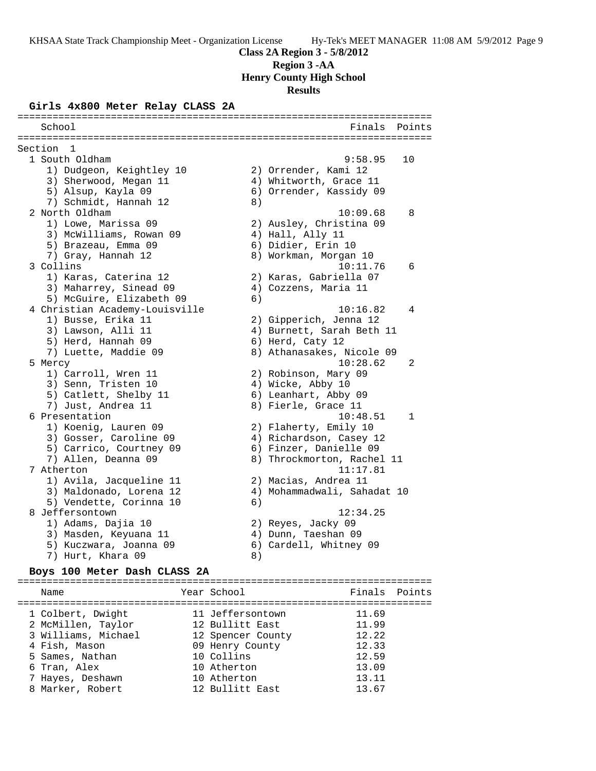**Class 2A Region 3 - 5/8/2012**

**Region 3 -AA**

**Henry County High School**

**Results**

### Girls 4x800 Meter Relay CLASS 2A

| School | Finals | Points |
|---|---|---|
| Section 1 | | |
| 1 South Oldham | 9:58.95 | 10 |
| 1) Dudgeon, Keightley 10; 2) Orrender, Kami 12; 3) Sherwood, Megan 11; 4) Whitworth, Grace 11; 5) Alsup, Kayla 09; 6) Orrender, Kassidy 09; 7) Schmidt, Hannah 12; 8) | | |
| 2 North Oldham | 10:09.68 | 8 |
| 1) Lowe, Marissa 09; 2) Ausley, Christina 09; 3) McWilliams, Rowan 09; 4) Hall, Ally 11; 5) Brazeau, Emma 09; 6) Didier, Erin 10; 7) Gray, Hannah 12; 8) Workman, Morgan 10 | | |
| 3 Collins | 10:11.76 | 6 |
| 1) Karas, Caterina 12; 2) Karas, Gabriella 07; 3) Maharrey, Sinead 09; 4) Cozzens, Maria 11; 5) McGuire, Elizabeth 09; 6) | | |
| 4 Christian Academy-Louisville | 10:16.82 | 4 |
| 1) Busse, Erika 11; 2) Gipperich, Jenna 12; 3) Lawson, Alli 11; 4) Burnett, Sarah Beth 11; 5) Herd, Hannah 09; 6) Herd, Caty 12; 7) Luette, Maddie 09; 8) Athanasakes, Nicole 09 | | |
| 5 Mercy | 10:28.62 | 2 |
| 1) Carroll, Wren 11; 2) Robinson, Mary 09; 3) Senn, Tristen 10; 4) Wicke, Abby 10; 5) Catlett, Shelby 11; 6) Leanhart, Abby 09; 7) Just, Andrea 11; 8) Fierle, Grace 11 | | |
| 6 Presentation | 10:48.51 | 1 |
| 1) Koenig, Lauren 09; 2) Flaherty, Emily 10; 3) Gosser, Caroline 09; 4) Richardson, Casey 12; 5) Carrico, Courtney 09; 6) Finzer, Danielle 09; 7) Allen, Deanna 09; 8) Throckmorton, Rachel 11 | | |
| 7 Atherton | 11:17.81 | |
| 1) Avila, Jacqueline 11; 2) Macias, Andrea 11; 3) Maldonado, Lorena 12; 4) Mohammadwali, Sahadat 10; 5) Vendette, Corinna 10; 6) | | |
| 8 Jeffersontown | 12:34.25 | |
| 1) Adams, Dajia 10; 2) Reyes, Jacky 09; 3) Masden, Keyuana 11; 4) Dunn, Taeshan 09; 5) Kuczwara, Joanna 09; 6) Cardell, Whitney 09; 7) Hurt, Khara 09; 8) | | |

### Boys 100 Meter Dash CLASS 2A

| Name | Year | School | Finals | Points |
|---|---|---|---|---|
| 1 Colbert, Dwight | 11 | Jeffersontown | 11.69 | |
| 2 McMillen, Taylor | 12 | Bullitt East | 11.99 | |
| 3 Williams, Michael | 12 | Spencer County | 12.22 | |
| 4 Fish, Mason | 09 | Henry County | 12.33 | |
| 5 Sames, Nathan | 10 | Collins | 12.59 | |
| 6 Tran, Alex | 10 | Atherton | 13.09 | |
| 7 Hayes, Deshawn | 10 | Atherton | 13.11 | |
| 8 Marker, Robert | 12 | Bullitt East | 13.67 | |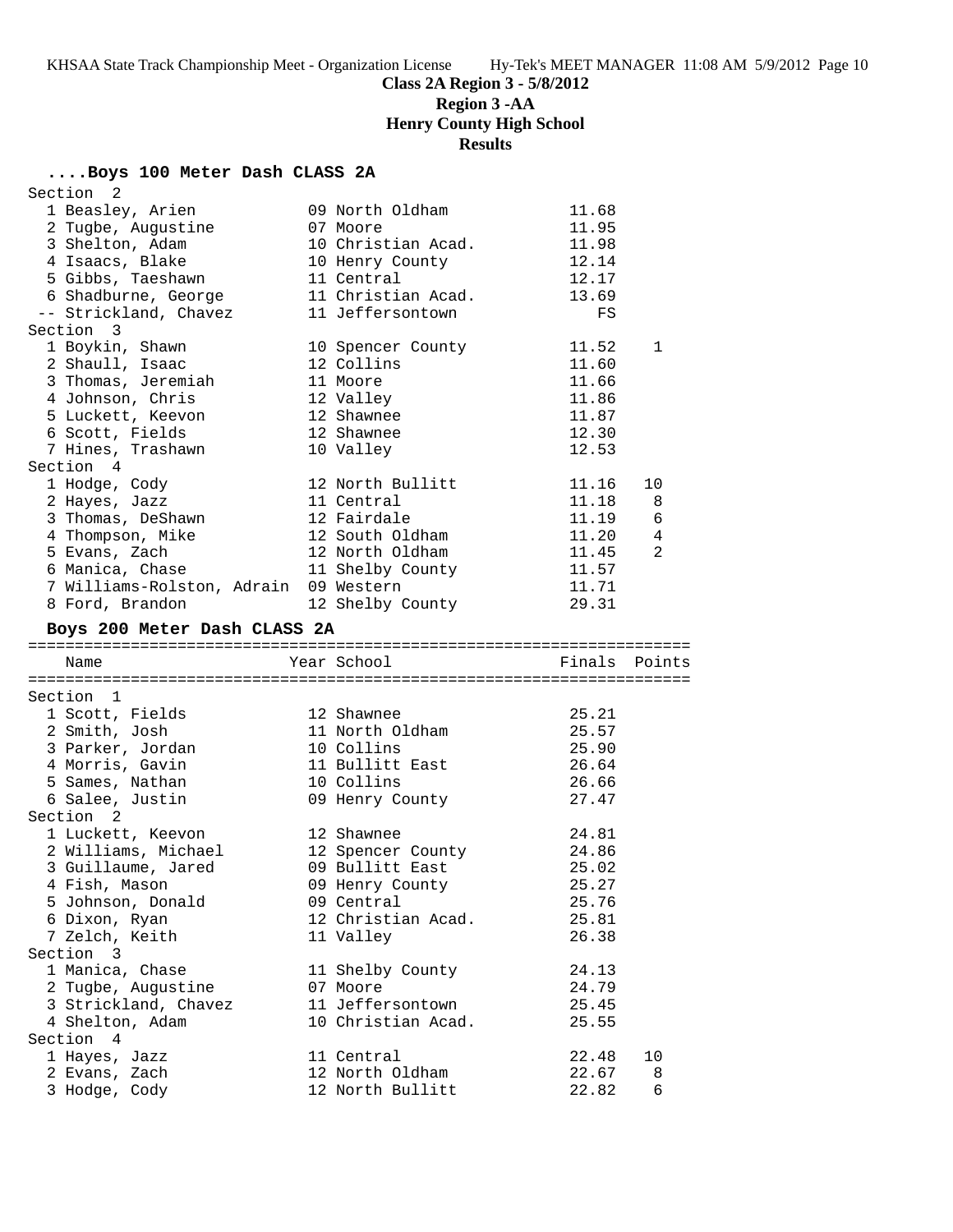**Class 2A Region 3 - 5/8/2012**

**Region 3 -AA**

**Henry County High School**

**Results**

### ....Boys 100 Meter Dash CLASS 2A

Section 2

| Place | Name | Year | School | Finals | Points |
|---|---|---|---|---|---|
| 1 | Beasley, Arien | 09 | North Oldham | 11.68 | |
| 2 | Tugbe, Augustine | 07 | Moore | 11.95 | |
| 3 | Shelton, Adam | 10 | Christian Acad. | 11.98 | |
| 4 | Isaacs, Blake | 10 | Henry County | 12.14 | |
| 5 | Gibbs, Taeshawn | 11 | Central | 12.17 | |
| 6 | Shadburne, George | 11 | Christian Acad. | 13.69 | |
| -- | Strickland, Chavez | 11 | Jeffersontown | FS | |

Section 3

| Place | Name | Year | School | Finals | Points |
|---|---|---|---|---|---|
| 1 | Boykin, Shawn | 10 | Spencer County | 11.52 | 1 |
| 2 | Shaull, Isaac | 12 | Collins | 11.60 | |
| 3 | Thomas, Jeremiah | 11 | Moore | 11.66 | |
| 4 | Johnson, Chris | 12 | Valley | 11.86 | |
| 5 | Luckett, Keevon | 12 | Shawnee | 11.87 | |
| 6 | Scott, Fields | 12 | Shawnee | 12.30 | |
| 7 | Hines, Trashawn | 10 | Valley | 12.53 | |

Section 4

| Place | Name | Year | School | Finals | Points |
|---|---|---|---|---|---|
| 1 | Hodge, Cody | 12 | North Bullitt | 11.16 | 10 |
| 2 | Hayes, Jazz | 11 | Central | 11.18 | 8 |
| 3 | Thomas, DeShawn | 12 | Fairdale | 11.19 | 6 |
| 4 | Thompson, Mike | 12 | South Oldham | 11.20 | 4 |
| 5 | Evans, Zach | 12 | North Oldham | 11.45 | 2 |
| 6 | Manica, Chase | 11 | Shelby County | 11.57 | |
| 7 | Williams-Rolston, Adrain | 09 | Western | 11.71 | |
| 8 | Ford, Brandon | 12 | Shelby County | 29.31 | |

### Boys 200 Meter Dash CLASS 2A

Section 1

| Place | Name | Year | School | Finals | Points |
|---|---|---|---|---|---|
| 1 | Scott, Fields | 12 | Shawnee | 25.21 | |
| 2 | Smith, Josh | 11 | North Oldham | 25.57 | |
| 3 | Parker, Jordan | 10 | Collins | 25.90 | |
| 4 | Morris, Gavin | 11 | Bullitt East | 26.64 | |
| 5 | Sames, Nathan | 10 | Collins | 26.66 | |
| 6 | Salee, Justin | 09 | Henry County | 27.47 | |

Section 2

| Place | Name | Year | School | Finals | Points |
|---|---|---|---|---|---|
| 1 | Luckett, Keevon | 12 | Shawnee | 24.81 | |
| 2 | Williams, Michael | 12 | Spencer County | 24.86 | |
| 3 | Guillaume, Jared | 09 | Bullitt East | 25.02 | |
| 4 | Fish, Mason | 09 | Henry County | 25.27 | |
| 5 | Johnson, Donald | 09 | Central | 25.76 | |
| 6 | Dixon, Ryan | 12 | Christian Acad. | 25.81 | |
| 7 | Zelch, Keith | 11 | Valley | 26.38 | |

Section 3

| Place | Name | Year | School | Finals | Points |
|---|---|---|---|---|---|
| 1 | Manica, Chase | 11 | Shelby County | 24.13 | |
| 2 | Tugbe, Augustine | 07 | Moore | 24.79 | |
| 3 | Strickland, Chavez | 11 | Jeffersontown | 25.45 | |
| 4 | Shelton, Adam | 10 | Christian Acad. | 25.55 | |

Section 4

| Place | Name | Year | School | Finals | Points |
|---|---|---|---|---|---|
| 1 | Hayes, Jazz | 11 | Central | 22.48 | 10 |
| 2 | Evans, Zach | 12 | North Oldham | 22.67 | 8 |
| 3 | Hodge, Cody | 12 | North Bullitt | 22.82 | 6 |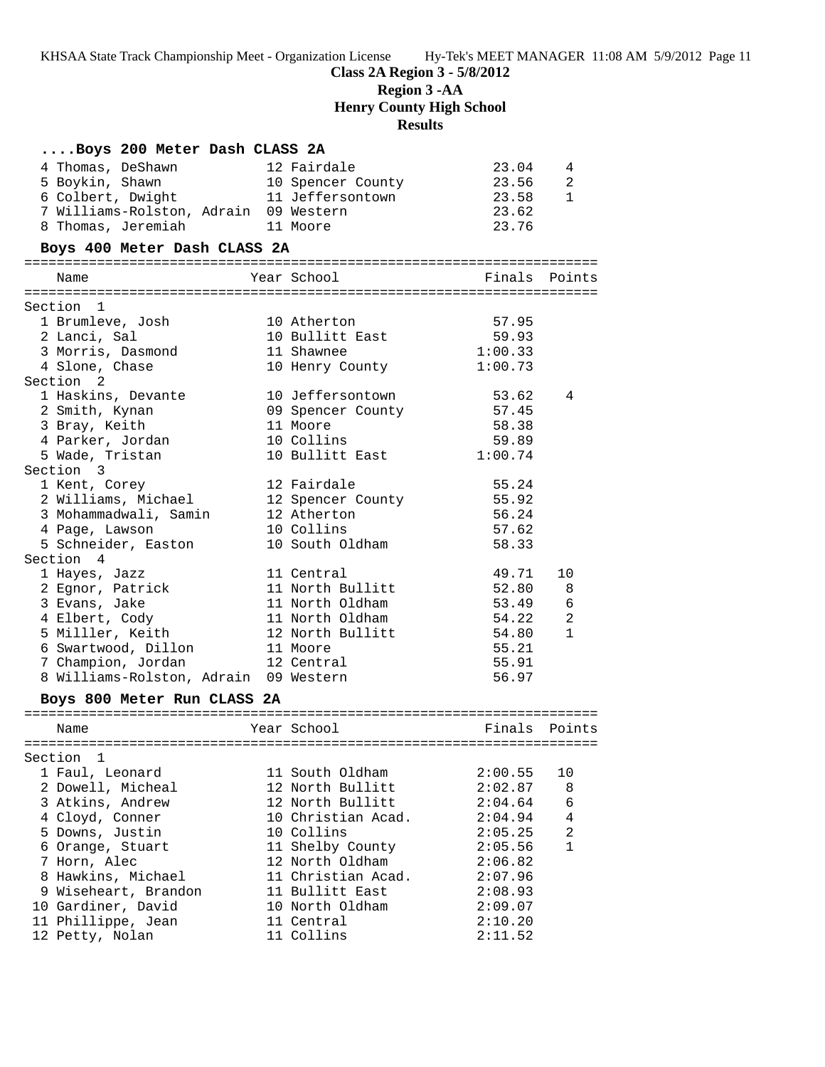**Class 2A Region 3 - 5/8/2012**

**Region 3 -AA**

**Henry County High School**

**Results**

### ....Boys 200 Meter Dash CLASS 2A

| Name | Year School | Finals | Points |
|---|---|---|---|
| 4 Thomas, DeShawn | 12 Fairdale | 23.04 | 4 |
| 5 Boykin, Shawn | 10 Spencer County | 23.56 | 2 |
| 6 Colbert, Dwight | 11 Jeffersontown | 23.58 | 1 |
| 7 Williams-Rolston, Adrain | 09 Western | 23.62 | |
| 8 Thomas, Jeremiah | 11 Moore | 23.76 | |

### Boys 400 Meter Dash CLASS 2A

| Name | Year School | Finals | Points |
|---|---|---|---|
| **Section 1** | | | |
| 1 Brumleve, Josh | 10 Atherton | 57.95 | |
| 2 Lanci, Sal | 10 Bullitt East | 59.93 | |
| 3 Morris, Dasmond | 11 Shawnee | 1:00.33 | |
| 4 Slone, Chase | 10 Henry County | 1:00.73 | |
| **Section 2** | | | |
| 1 Haskins, Devante | 10 Jeffersontown | 53.62 | 4 |
| 2 Smith, Kynan | 09 Spencer County | 57.45 | |
| 3 Bray, Keith | 11 Moore | 58.38 | |
| 4 Parker, Jordan | 10 Collins | 59.89 | |
| 5 Wade, Tristan | 10 Bullitt East | 1:00.74 | |
| **Section 3** | | | |
| 1 Kent, Corey | 12 Fairdale | 55.24 | |
| 2 Williams, Michael | 12 Spencer County | 55.92 | |
| 3 Mohammadwali, Samin | 12 Atherton | 56.24 | |
| 4 Page, Lawson | 10 Collins | 57.62 | |
| 5 Schneider, Easton | 10 South Oldham | 58.33 | |
| **Section 4** | | | |
| 1 Hayes, Jazz | 11 Central | 49.71 | 10 |
| 2 Egnor, Patrick | 11 North Bullitt | 52.80 | 8 |
| 3 Evans, Jake | 11 North Oldham | 53.49 | 6 |
| 4 Elbert, Cody | 11 North Oldham | 54.22 | 2 |
| 5 Milller, Keith | 12 North Bullitt | 54.80 | 1 |
| 6 Swartwood, Dillon | 11 Moore | 55.21 | |
| 7 Champion, Jordan | 12 Central | 55.91 | |
| 8 Williams-Rolston, Adrain | 09 Western | 56.97 | |

### Boys 800 Meter Run CLASS 2A

| Name | Year School | Finals | Points |
|---|---|---|---|
| **Section 1** | | | |
| 1 Faul, Leonard | 11 South Oldham | 2:00.55 | 10 |
| 2 Dowell, Micheal | 12 North Bullitt | 2:02.87 | 8 |
| 3 Atkins, Andrew | 12 North Bullitt | 2:04.64 | 6 |
| 4 Cloyd, Conner | 10 Christian Acad. | 2:04.94 | 4 |
| 5 Downs, Justin | 10 Collins | 2:05.25 | 2 |
| 6 Orange, Stuart | 11 Shelby County | 2:05.56 | 1 |
| 7 Horn, Alec | 12 North Oldham | 2:06.82 | |
| 8 Hawkins, Michael | 11 Christian Acad. | 2:07.96 | |
| 9 Wiseheart, Brandon | 11 Bullitt East | 2:08.93 | |
| 10 Gardiner, David | 10 North Oldham | 2:09.07 | |
| 11 Phillippe, Jean | 11 Central | 2:10.20 | |
| 12 Petty, Nolan | 11 Collins | 2:11.52 | |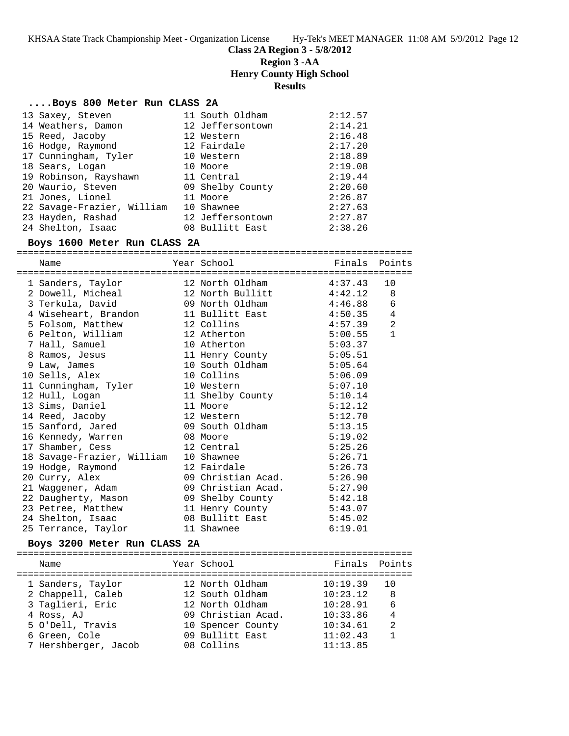# Class 2A Region 3 - 5/8/2012

## Region 3 -AA

## Henry County High School

## Results

### ....Boys 800 Meter Run CLASS 2A

| Place | Name | Year | School | Finals |
|---|---|---|---|---|
| 13 | Saxey, Steven | 11 | South Oldham | 2:12.57 |
| 14 | Weathers, Damon | 12 | Jeffersontown | 2:14.21 |
| 15 | Reed, Jacoby | 12 | Western | 2:16.48 |
| 16 | Hodge, Raymond | 12 | Fairdale | 2:17.20 |
| 17 | Cunningham, Tyler | 10 | Western | 2:18.89 |
| 18 | Sears, Logan | 10 | Moore | 2:19.08 |
| 19 | Robinson, Rayshawn | 11 | Central | 2:19.44 |
| 20 | Waurio, Steven | 09 | Shelby County | 2:20.60 |
| 21 | Jones, Lionel | 11 | Moore | 2:26.87 |
| 22 | Savage-Frazier, William | 10 | Shawnee | 2:27.63 |
| 23 | Hayden, Rashad | 12 | Jeffersontown | 2:27.87 |
| 24 | Shelton, Isaac | 08 | Bullitt East | 2:38.26 |

### Boys 1600 Meter Run CLASS 2A

| Place | Name | Year | School | Finals | Points |
|---|---|---|---|---|---|
| 1 | Sanders, Taylor | 12 | North Oldham | 4:37.43 | 10 |
| 2 | Dowell, Micheal | 12 | North Bullitt | 4:42.12 | 8 |
| 3 | Terkula, David | 09 | North Oldham | 4:46.88 | 6 |
| 4 | Wiseheart, Brandon | 11 | Bullitt East | 4:50.35 | 4 |
| 5 | Folsom, Matthew | 12 | Collins | 4:57.39 | 2 |
| 6 | Pelton, William | 12 | Atherton | 5:00.55 | 1 |
| 7 | Hall, Samuel | 10 | Atherton | 5:03.37 | |
| 8 | Ramos, Jesus | 11 | Henry County | 5:05.51 | |
| 9 | Law, James | 10 | South Oldham | 5:05.64 | |
| 10 | Sells, Alex | 10 | Collins | 5:06.09 | |
| 11 | Cunningham, Tyler | 10 | Western | 5:07.10 | |
| 12 | Hull, Logan | 11 | Shelby County | 5:10.14 | |
| 13 | Sims, Daniel | 11 | Moore | 5:12.12 | |
| 14 | Reed, Jacoby | 12 | Western | 5:12.70 | |
| 15 | Sanford, Jared | 09 | South Oldham | 5:13.15 | |
| 16 | Kennedy, Warren | 08 | Moore | 5:19.02 | |
| 17 | Shamber, Cess | 12 | Central | 5:25.26 | |
| 18 | Savage-Frazier, William | 10 | Shawnee | 5:26.71 | |
| 19 | Hodge, Raymond | 12 | Fairdale | 5:26.73 | |
| 20 | Curry, Alex | 09 | Christian Acad. | 5:26.90 | |
| 21 | Waggener, Adam | 09 | Christian Acad. | 5:27.90 | |
| 22 | Daugherty, Mason | 09 | Shelby County | 5:42.18 | |
| 23 | Petree, Matthew | 11 | Henry County | 5:43.07 | |
| 24 | Shelton, Isaac | 08 | Bullitt East | 5:45.02 | |
| 25 | Terrance, Taylor | 11 | Shawnee | 6:19.01 | |

### Boys 3200 Meter Run CLASS 2A

| Place | Name | Year | School | Finals | Points |
|---|---|---|---|---|---|
| 1 | Sanders, Taylor | 12 | North Oldham | 10:19.39 | 10 |
| 2 | Chappell, Caleb | 12 | South Oldham | 10:23.12 | 8 |
| 3 | Taglieri, Eric | 12 | North Oldham | 10:28.91 | 6 |
| 4 | Ross, AJ | 09 | Christian Acad. | 10:33.86 | 4 |
| 5 | O'Dell, Travis | 10 | Spencer County | 10:34.61 | 2 |
| 6 | Green, Cole | 09 | Bullitt East | 11:02.43 | 1 |
| 7 | Hershberger, Jacob | 08 | Collins | 11:13.85 | |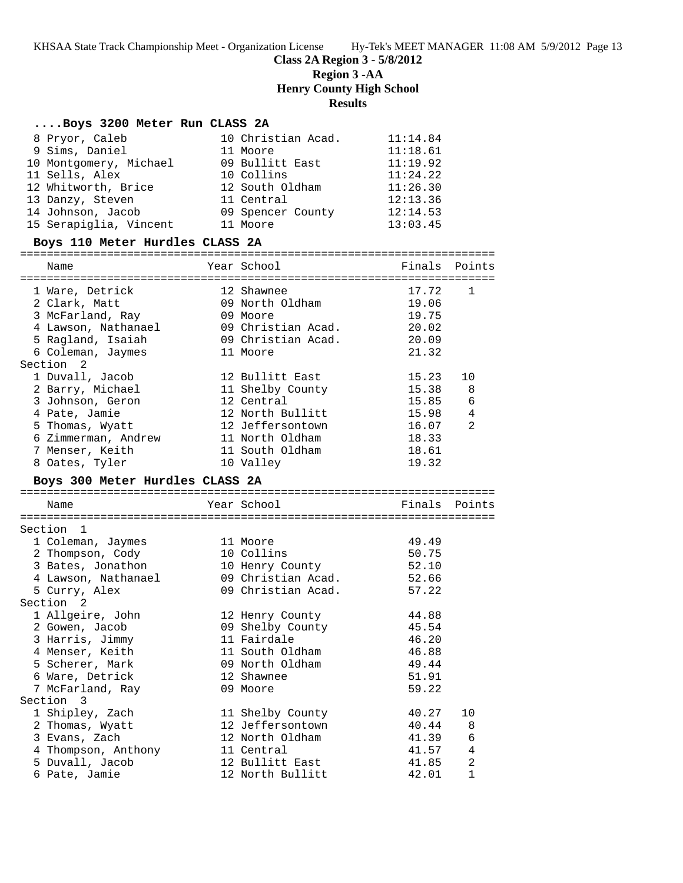**Class 2A Region 3 - 5/8/2012**

**Region 3 -AA**

**Henry County High School**

**Results**

### ....Boys 3200 Meter Run CLASS 2A

| Place | Name | Year | School | Finals |
|---|---|---|---|---|
| 8 | Pryor, Caleb | 10 | Christian Acad. | 11:14.84 |
| 9 | Sims, Daniel | 11 | Moore | 11:18.61 |
| 10 | Montgomery, Michael | 09 | Bullitt East | 11:19.92 |
| 11 | Sells, Alex | 10 | Collins | 11:24.22 |
| 12 | Whitworth, Brice | 12 | South Oldham | 11:26.30 |
| 13 | Danzy, Steven | 11 | Central | 12:13.36 |
| 14 | Johnson, Jacob | 09 | Spencer County | 12:14.53 |
| 15 | Serapiglia, Vincent | 11 | Moore | 13:03.45 |

### Boys 110 Meter Hurdles CLASS 2A

| Place | Name | Year | School | Finals | Points |
|---|---|---|---|---|---|
| 1 | Ware, Detrick | 12 | Shawnee | 17.72 | 1 |
| 2 | Clark, Matt | 09 | North Oldham | 19.06 | |
| 3 | McFarland, Ray | 09 | Moore | 19.75 | |
| 4 | Lawson, Nathanael | 09 | Christian Acad. | 20.02 | |
| 5 | Ragland, Isaiah | 09 | Christian Acad. | 20.09 | |
| 6 | Coleman, Jaymes | 11 | Moore | 21.32 | |
| **Section 2** | | | | | |
| 1 | Duvall, Jacob | 12 | Bullitt East | 15.23 | 10 |
| 2 | Barry, Michael | 11 | Shelby County | 15.38 | 8 |
| 3 | Johnson, Geron | 12 | Central | 15.85 | 6 |
| 4 | Pate, Jamie | 12 | North Bullitt | 15.98 | 4 |
| 5 | Thomas, Wyatt | 12 | Jeffersontown | 16.07 | 2 |
| 6 | Zimmerman, Andrew | 11 | North Oldham | 18.33 | |
| 7 | Menser, Keith | 11 | South Oldham | 18.61 | |
| 8 | Oates, Tyler | 10 | Valley | 19.32 | |

### Boys 300 Meter Hurdles CLASS 2A

| Place | Name | Year | School | Finals | Points |
|---|---|---|---|---|---|
| **Section 1** | | | | | |
| 1 | Coleman, Jaymes | 11 | Moore | 49.49 | |
| 2 | Thompson, Cody | 10 | Collins | 50.75 | |
| 3 | Bates, Jonathon | 10 | Henry County | 52.10 | |
| 4 | Lawson, Nathanael | 09 | Christian Acad. | 52.66 | |
| 5 | Curry, Alex | 09 | Christian Acad. | 57.22 | |
| **Section 2** | | | | | |
| 1 | Allgeire, John | 12 | Henry County | 44.88 | |
| 2 | Gowen, Jacob | 09 | Shelby County | 45.54 | |
| 3 | Harris, Jimmy | 11 | Fairdale | 46.20 | |
| 4 | Menser, Keith | 11 | South Oldham | 46.88 | |
| 5 | Scherer, Mark | 09 | North Oldham | 49.44 | |
| 6 | Ware, Detrick | 12 | Shawnee | 51.91 | |
| 7 | McFarland, Ray | 09 | Moore | 59.22 | |
| **Section 3** | | | | | |
| 1 | Shipley, Zach | 11 | Shelby County | 40.27 | 10 |
| 2 | Thomas, Wyatt | 12 | Jeffersontown | 40.44 | 8 |
| 3 | Evans, Zach | 12 | North Oldham | 41.39 | 6 |
| 4 | Thompson, Anthony | 11 | Central | 41.57 | 4 |
| 5 | Duvall, Jacob | 12 | Bullitt East | 41.85 | 2 |
| 6 | Pate, Jamie | 12 | North Bullitt | 42.01 | 1 |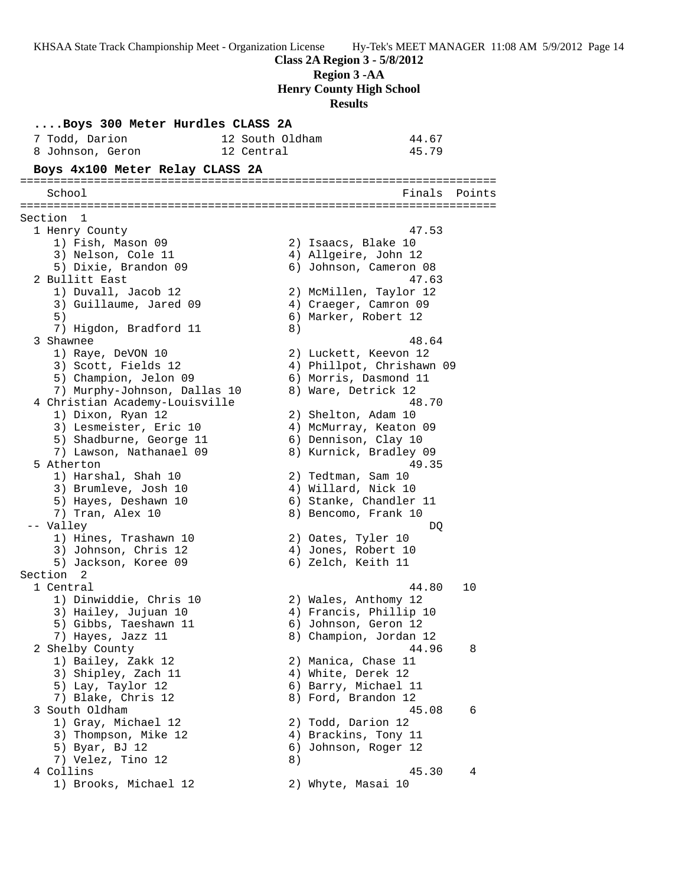**Class 2A Region 3 - 5/8/2012**
**Region 3 -AA**
**Henry County High School**
**Results**

### ....Boys 300 Meter Hurdles CLASS 2A

```
  7 Todd, Darion              12 South Oldham             44.67
  8 Johnson, Geron            12 Central                  45.79
```

### Boys 4x100 Meter Relay CLASS 2A

```
=======================================================================
    School                                               Finals  Points
=======================================================================
Section  1
  1 Henry County                                          47.53
     1) Fish, Mason 09                  2) Isaacs, Blake 10
     3) Nelson, Cole 11                 4) Allgeire, John 12
     5) Dixie, Brandon 09               6) Johnson, Cameron 08
  2 Bullitt East                                          47.63
     1) Duvall, Jacob 12                2) McMillen, Taylor 12
     3) Guillaume, Jared 09             4) Craeger, Camron 09
     5)                                 6) Marker, Robert 12
     7) Higdon, Bradford 11             8)
  3 Shawnee                                               48.64
     1) Raye, DeVON 10                  2) Luckett, Keevon 12
     3) Scott, Fields 12                4) Phillpot, Chrishawn 09
     5) Champion, Jelon 09              6) Morris, Dasmond 11
     7) Murphy-Johnson, Dallas 10       8) Ware, Detrick 12
  4 Christian Academy-Louisville                          48.70
     1) Dixon, Ryan 12                  2) Shelton, Adam 10
     3) Lesmeister, Eric 10             4) McMurray, Keaton 09
     5) Shadburne, George 11            6) Dennison, Clay 10
     7) Lawson, Nathanael 09            8) Kurnick, Bradley 09
  5 Atherton                                              49.35
     1) Harshal, Shah 10                2) Tedtman, Sam 10
     3) Brumleve, Josh 10               4) Willard, Nick 10
     5) Hayes, Deshawn 10               6) Stanke, Chandler 11
     7) Tran, Alex 10                   8) Bencomo, Frank 10
 -- Valley                                                   DQ
     1) Hines, Trashawn 10              2) Oates, Tyler 10
     3) Johnson, Chris 12               4) Jones, Robert 10
     5) Jackson, Koree 09               6) Zelch, Keith 11
Section  2
  1 Central                                               44.80   10
     1) Dinwiddie, Chris 10             2) Wales, Anthony 12
     3) Hailey, Jujuan 10               4) Francis, Phillip 10
     5) Gibbs, Taeshawn 11              6) Johnson, Geron 12
     7) Hayes, Jazz 11                  8) Champion, Jordan 12
  2 Shelby County                                         44.96    8
     1) Bailey, Zakk 12                 2) Manica, Chase 11
     3) Shipley, Zach 11                4) White, Derek 12
     5) Lay, Taylor 12                  6) Barry, Michael 11
     7) Blake, Chris 12                 8) Ford, Brandon 12
  3 South Oldham                                          45.08    6
     1) Gray, Michael 12                2) Todd, Darion 12
     3) Thompson, Mike 12               4) Brackins, Tony 11
     5) Byar, BJ 12                     6) Johnson, Roger 12
     7) Velez, Tino 12                  8)
  4 Collins                                               45.30    4
     1) Brooks, Michael 12              2) Whyte, Masai 10
```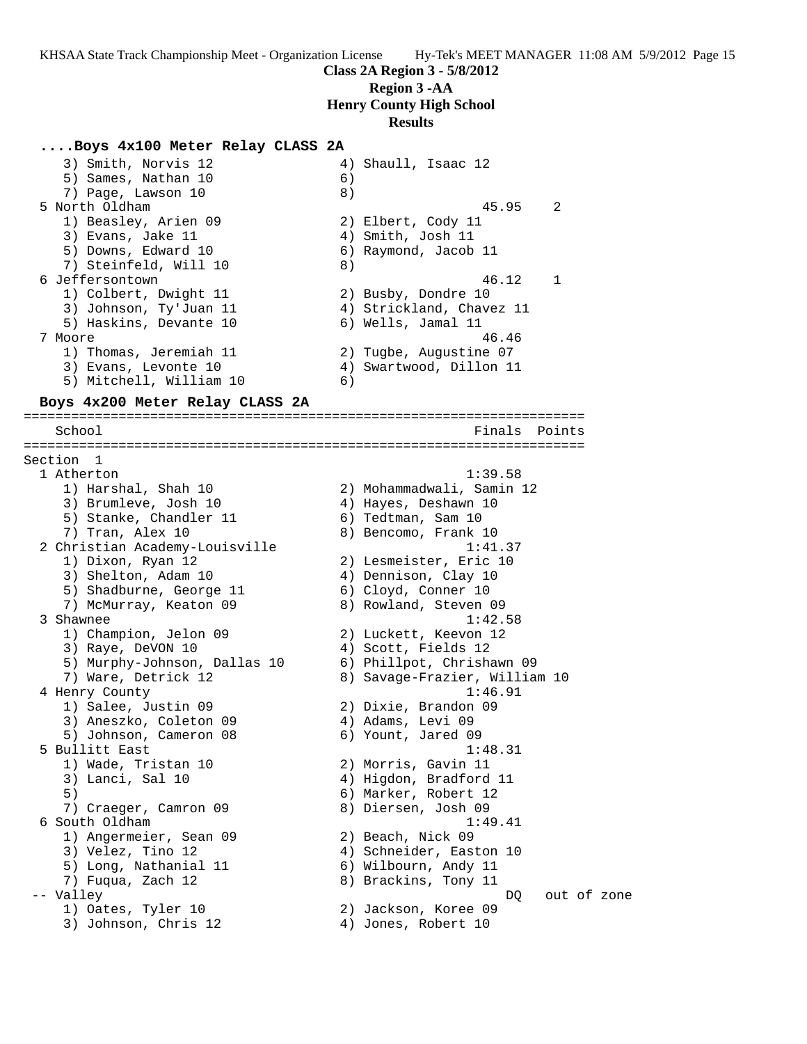**Class 2A Region 3 - 5/8/2012**

**Region 3 -AA**

**Henry County High School**

**Results**

### ....Boys 4x100 Meter Relay CLASS 2A

```
    3) Smith, Norvis 12               4) Shaull, Isaac 12
    5) Sames, Nathan 10               6)
    7) Page, Lawson 10                8)
  5 North Oldham                                     45.95    2
    1) Beasley, Arien 09              2) Elbert, Cody 11
    3) Evans, Jake 11                 4) Smith, Josh 11
    5) Downs, Edward 10               6) Raymond, Jacob 11
    7) Steinfeld, Will 10             8)
  6 Jeffersontown                                    46.12    1
    1) Colbert, Dwight 11             2) Busby, Dondre 10
    3) Johnson, Ty'Juan 11            4) Strickland, Chavez 11
    5) Haskins, Devante 10            6) Wells, Jamal 11
  7 Moore                                            46.46
    1) Thomas, Jeremiah 11            2) Tugbe, Augustine 07
    3) Evans, Levonte 10              4) Swartwood, Dillon 11
    5) Mitchell, William 10           6)
```

### Boys 4x200 Meter Relay CLASS 2A

```
=======================================================================
    School                                           Finals  Points
=======================================================================
Section  1
  1 Atherton                                       1:39.58
    1) Harshal, Shah 10               2) Mohammadwali, Samin 12
    3) Brumleve, Josh 10              4) Hayes, Deshawn 10
    5) Stanke, Chandler 11            6) Tedtman, Sam 10
    7) Tran, Alex 10                  8) Bencomo, Frank 10
  2 Christian Academy-Louisville                   1:41.37
    1) Dixon, Ryan 12                 2) Lesmeister, Eric 10
    3) Shelton, Adam 10               4) Dennison, Clay 10
    5) Shadburne, George 11           6) Cloyd, Conner 10
    7) McMurray, Keaton 09            8) Rowland, Steven 09
  3 Shawnee                                        1:42.58
    1) Champion, Jelon 09             2) Luckett, Keevon 12
    3) Raye, DeVON 10                 4) Scott, Fields 12
    5) Murphy-Johnson, Dallas 10      6) Phillpot, Chrishawn 09
    7) Ware, Detrick 12               8) Savage-Frazier, William 10
  4 Henry County                                   1:46.91
    1) Salee, Justin 09               2) Dixie, Brandon 09
    3) Aneszko, Coleton 09            4) Adams, Levi 09
    5) Johnson, Cameron 08            6) Yount, Jared 09
  5 Bullitt East                                   1:48.31
    1) Wade, Tristan 10               2) Morris, Gavin 11
    3) Lanci, Sal 10                  4) Higdon, Bradford 11
    5)                                6) Marker, Robert 12
    7) Craeger, Camron 09             8) Diersen, Josh 09
  6 South Oldham                                   1:49.41
    1) Angermeier, Sean 09            2) Beach, Nick 09
    3) Velez, Tino 12                 4) Schneider, Easton 10
    5) Long, Nathanial 11             6) Wilbourn, Andy 11
    7) Fuqua, Zach 12                 8) Brackins, Tony 11
 -- Valley                                              DQ   out of zone
    1) Oates, Tyler 10                2) Jackson, Koree 09
    3) Johnson, Chris 12              4) Jones, Robert 10
```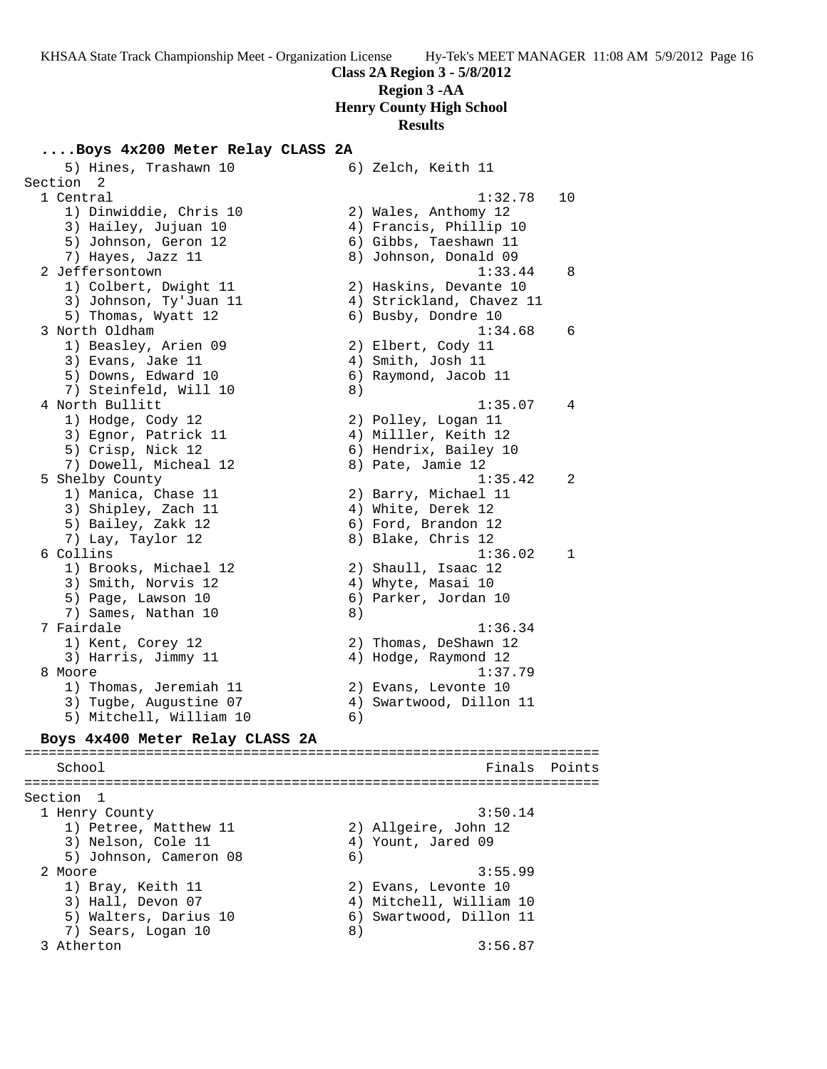**Class 2A Region 3 - 5/8/2012**

**Region 3 -AA**

**Henry County High School**

**Results**

## ....Boys 4x200 Meter Relay CLASS 2A

```
    5) Hines, Trashawn 10              6) Zelch, Keith 11
Section  2
  1 Central                                            1:32.78   10
     1) Dinwiddie, Chris 10            2) Wales, Anthony 12
     3) Hailey, Jujuan 10              4) Francis, Phillip 10
     5) Johnson, Geron 12              6) Gibbs, Taeshawn 11
     7) Hayes, Jazz 11                 8) Johnson, Donald 09
  2 Jeffersontown                                      1:33.44    8
     1) Colbert, Dwight 11             2) Haskins, Devante 10
     3) Johnson, Ty'Juan 11            4) Strickland, Chavez 11
     5) Thomas, Wyatt 12               6) Busby, Dondre 10
  3 North Oldham                                       1:34.68    6
     1) Beasley, Arien 09              2) Elbert, Cody 11
     3) Evans, Jake 11                 4) Smith, Josh 11
     5) Downs, Edward 10               6) Raymond, Jacob 11
     7) Steinfeld, Will 10             8)
  4 North Bullitt                                      1:35.07    4
     1) Hodge, Cody 12                 2) Polley, Logan 11
     3) Egnor, Patrick 11              4) Milller, Keith 12
     5) Crisp, Nick 12                 6) Hendrix, Bailey 10
     7) Dowell, Micheal 12             8) Pate, Jamie 12
  5 Shelby County                                      1:35.42    2
     1) Manica, Chase 11               2) Barry, Michael 11
     3) Shipley, Zach 11               4) White, Derek 12
     5) Bailey, Zakk 12                6) Ford, Brandon 12
     7) Lay, Taylor 12                 8) Blake, Chris 12
  6 Collins                                            1:36.02    1
     1) Brooks, Michael 12             2) Shaull, Isaac 12
     3) Smith, Norvis 12               4) Whyte, Masai 10
     5) Page, Lawson 10                6) Parker, Jordan 10
     7) Sames, Nathan 10               8)
  7 Fairdale                                           1:36.34
     1) Kent, Corey 12                 2) Thomas, DeShawn 12
     3) Harris, Jimmy 11               4) Hodge, Raymond 12
  8 Moore                                              1:37.79
     1) Thomas, Jeremiah 11            2) Evans, Levonte 10
     3) Tugbe, Augustine 07            4) Swartwood, Dillon 11
     5) Mitchell, William 10           6)
```

## Boys 4x400 Meter Relay CLASS 2A

```
=======================================================================
    School                                               Finals  Points
=======================================================================
Section  1
  1 Henry County                                       3:50.14
     1) Petree, Matthew 11             2) Allgeire, John 12
     3) Nelson, Cole 11                4) Yount, Jared 09
     5) Johnson, Cameron 08            6)
  2 Moore                                              3:55.99
     1) Bray, Keith 11                 2) Evans, Levonte 10
     3) Hall, Devon 07                 4) Mitchell, William 10
     5) Walters, Darius 10             6) Swartwood, Dillon 11
     7) Sears, Logan 10                8)
  3 Atherton                                           3:56.87
```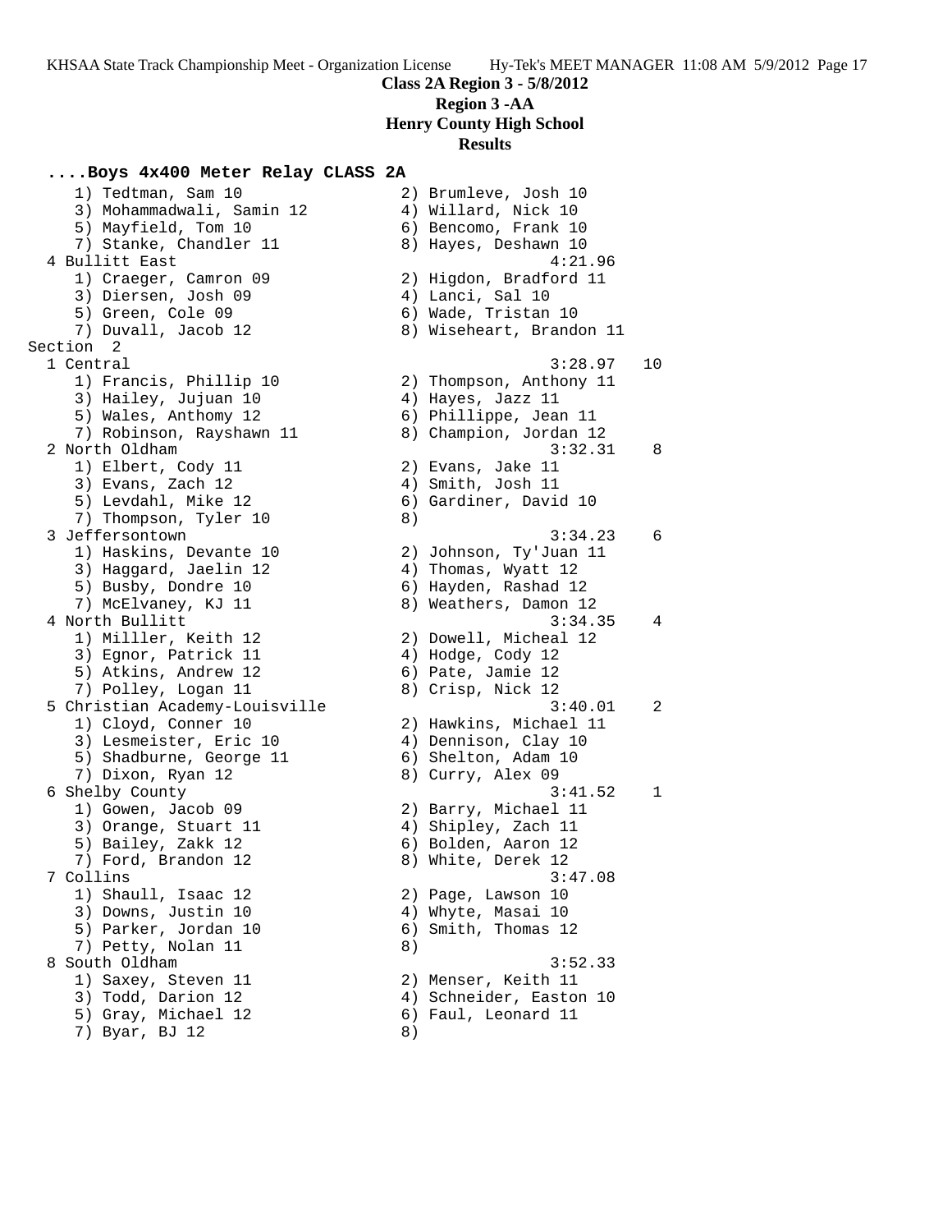**Class 2A Region 3 - 5/8/2012**
**Region 3 -AA**
**Henry County High School**
**Results**

### ....Boys 4x400 Meter Relay CLASS 2A

```
    1) Tedtman, Sam 10                 2) Brumleve, Josh 10
    3) Mohammadwali, Samin 12          4) Willard, Nick 10
    5) Mayfield, Tom 10                6) Bencomo, Frank 10
    7) Stanke, Chandler 11             8) Hayes, Deshawn 10
  4 Bullitt East                                4:21.96
    1) Craeger, Camron 09              2) Higdon, Bradford 11
    3) Diersen, Josh 09                4) Lanci, Sal 10
    5) Green, Cole 09                  6) Wade, Tristan 10
    7) Duvall, Jacob 12                8) Wiseheart, Brandon 11
Section  2
  1 Central                                     3:28.97   10
    1) Francis, Phillip 10             2) Thompson, Anthony 11
    3) Hailey, Jujuan 10               4) Hayes, Jazz 11
    5) Wales, Anthomy 12               6) Phillippe, Jean 11
    7) Robinson, Rayshawn 11           8) Champion, Jordan 12
  2 North Oldham                                3:32.31    8
    1) Elbert, Cody 11                 2) Evans, Jake 11
    3) Evans, Zach 12                  4) Smith, Josh 11
    5) Levdahl, Mike 12                6) Gardiner, David 10
    7) Thompson, Tyler 10              8)
  3 Jeffersontown                               3:34.23    6
    1) Haskins, Devante 10             2) Johnson, Ty'Juan 11
    3) Haggard, Jaelin 12              4) Thomas, Wyatt 12
    5) Busby, Dondre 10                6) Hayden, Rashad 12
    7) McElvaney, KJ 11                8) Weathers, Damon 12
  4 North Bullitt                               3:34.35    4
    1) Milller, Keith 12               2) Dowell, Micheal 12
    3) Egnor, Patrick 11               4) Hodge, Cody 12
    5) Atkins, Andrew 12               6) Pate, Jamie 12
    7) Polley, Logan 11                8) Crisp, Nick 12
  5 Christian Academy-Louisville                3:40.01    2
    1) Cloyd, Conner 10                2) Hawkins, Michael 11
    3) Lesmeister, Eric 10             4) Dennison, Clay 10
    5) Shadburne, George 11            6) Shelton, Adam 10
    7) Dixon, Ryan 12                  8) Curry, Alex 09
  6 Shelby County                               3:41.52    1
    1) Gowen, Jacob 09                 2) Barry, Michael 11
    3) Orange, Stuart 11               4) Shipley, Zach 11
    5) Bailey, Zakk 12                 6) Bolden, Aaron 12
    7) Ford, Brandon 12                8) White, Derek 12
  7 Collins                                     3:47.08
    1) Shaull, Isaac 12                2) Page, Lawson 10
    3) Downs, Justin 10                4) Whyte, Masai 10
    5) Parker, Jordan 10               6) Smith, Thomas 12
    7) Petty, Nolan 11                 8)
  8 South Oldham                                3:52.33
    1) Saxey, Steven 11                2) Menser, Keith 11
    3) Todd, Darion 12                 4) Schneider, Easton 10
    5) Gray, Michael 12                6) Faul, Leonard 11
    7) Byar, BJ 12                     8)
```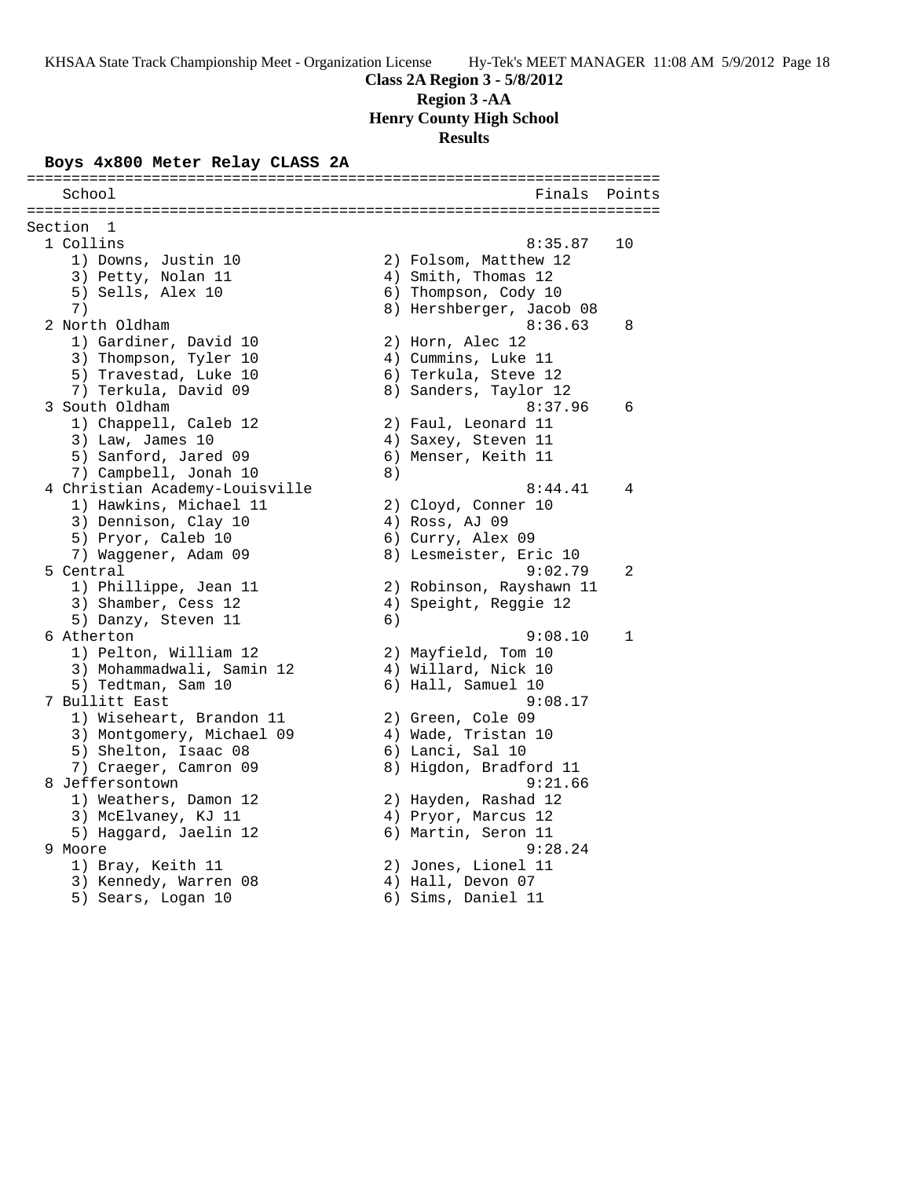**Class 2A Region 3 - 5/8/2012**

**Region 3 -AA**

**Henry County High School**

**Results**

### Boys 4x800 Meter Relay CLASS 2A

```
=======================================================================
   School                                            Finals  Points
=======================================================================
Section  1
  1 Collins                                          8:35.87   10
     1) Downs, Justin 10                2) Folsom, Matthew 12
     3) Petty, Nolan 11                 4) Smith, Thomas 12
     5) Sells, Alex 10                  6) Thompson, Cody 10
     7)                                 8) Hershberger, Jacob 08
  2 North Oldham                                     8:36.63    8
     1) Gardiner, David 10              2) Horn, Alec 12
     3) Thompson, Tyler 10              4) Cummins, Luke 11
     5) Travestad, Luke 10              6) Terkula, Steve 12
     7) Terkula, David 09               8) Sanders, Taylor 12
  3 South Oldham                                     8:37.96    6
     1) Chappell, Caleb 12              2) Faul, Leonard 11
     3) Law, James 10                   4) Saxey, Steven 11
     5) Sanford, Jared 09               6) Menser, Keith 11
     7) Campbell, Jonah 10              8)
  4 Christian Academy-Louisville                     8:44.41    4
     1) Hawkins, Michael 11             2) Cloyd, Conner 10
     3) Dennison, Clay 10               4) Ross, AJ 09
     5) Pryor, Caleb 10                 6) Curry, Alex 09
     7) Waggener, Adam 09               8) Lesmeister, Eric 10
  5 Central                                          9:02.79    2
     1) Phillippe, Jean 11              2) Robinson, Rayshawn 11
     3) Shamber, Cess 12                4) Speight, Reggie 12
     5) Danzy, Steven 11                6)
  6 Atherton                                         9:08.10    1
     1) Pelton, William 12              2) Mayfield, Tom 10
     3) Mohammadwali, Samin 12          4) Willard, Nick 10
     5) Tedtman, Sam 10                 6) Hall, Samuel 10
  7 Bullitt East                                     9:08.17
     1) Wiseheart, Brandon 11           2) Green, Cole 09
     3) Montgomery, Michael 09          4) Wade, Tristan 10
     5) Shelton, Isaac 08               6) Lanci, Sal 10
     7) Craeger, Camron 09              8) Higdon, Bradford 11
  8 Jeffersontown                                    9:21.66
     1) Weathers, Damon 12              2) Hayden, Rashad 12
     3) McElvaney, KJ 11                4) Pryor, Marcus 12
     5) Haggard, Jaelin 12              6) Martin, Seron 11
  9 Moore                                            9:28.24
     1) Bray, Keith 11                  2) Jones, Lionel 11
     3) Kennedy, Warren 08              4) Hall, Devon 07
     5) Sears, Logan 10                 6) Sims, Daniel 11
```